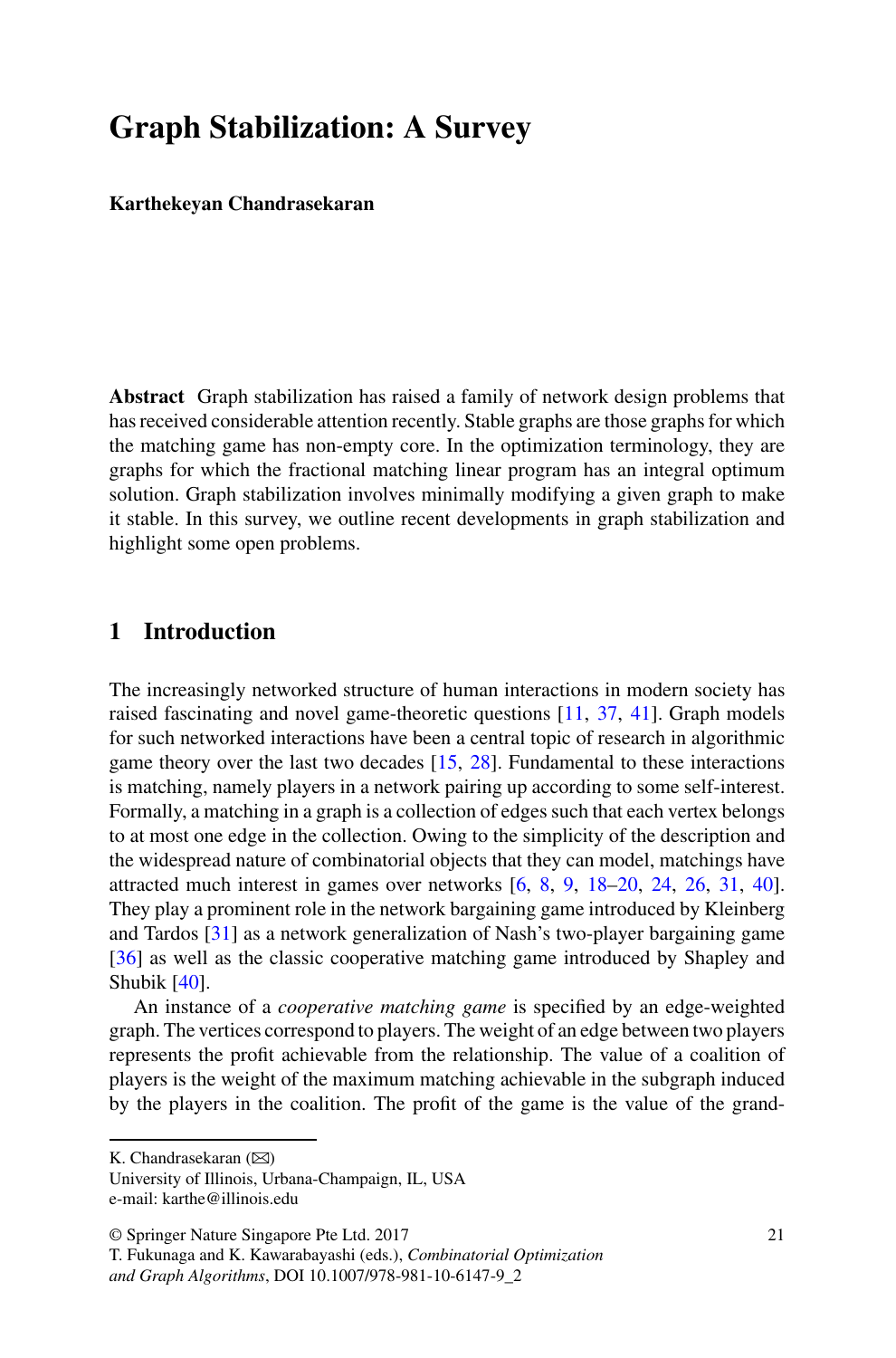# Graph Stabilization: A Survey

**Karthekeyan Chandrasekaran**

**Abstract** Graph stabilization has raised a family of network design problems that has received considerable attention recently. Stable graphs are those graphs for which the matching game has non-empty core. In the optimization terminology, they are graphs for which the fractional matching linear program has an integral optimum solution. Graph stabilization involves minimally modifying a given graph to make it stable. In this survey, we outline recent developments in graph stabilization and highlight some open problems.

## 1 Introduction

The increasingly networked structure of human interactions in modern society has raised fascinating and novel game-theoretic questions [11, 37, 41]. Graph models for such networked interactions have been a central topic of research in algorithmic game theory over the last two decades [15, 28]. Fundamental to these interactions is matching, namely players in a network pairing up according to some self-interest. Formally, a matching in a graph is a collection of edges such that each vertex belongs to at most one edge in the collection. Owing to the simplicity of the description and the widespread nature of combinatorial objects that they can model, matchings have attracted much interest in games over networks [6, 8, 9, 18–20, 24, 26, 31, 40]. They play a prominent role in the network bargaining game introduced by Kleinberg and Tardos [31] as a network generalization of Nash's two-player bargaining game [36] as well as the classic cooperative matching game introduced by Shapley and Shubik [40].

An instance of a *cooperative matching game* is specified by an edge-weighted graph. The vertices correspond to players. The weight of an edge between two players represents the profit achievable from the relationship. The value of a coalition of players is the weight of the maximum matching achievable in the subgraph induced by the players in the coalition. The profit of the game is the value of the grand-

K. Chandrasekaran (✉)
University of Illinois, Urbana-Champaign, IL, USA
e-mail: karthe@illinois.edu

© Springer Nature Singapore Pte Ltd. 2017
T. Fukunaga and K. Kawarabayashi (eds.), *Combinatorial Optimization and Graph Algorithms*, DOI 10.1007/978-981-10-6147-9_2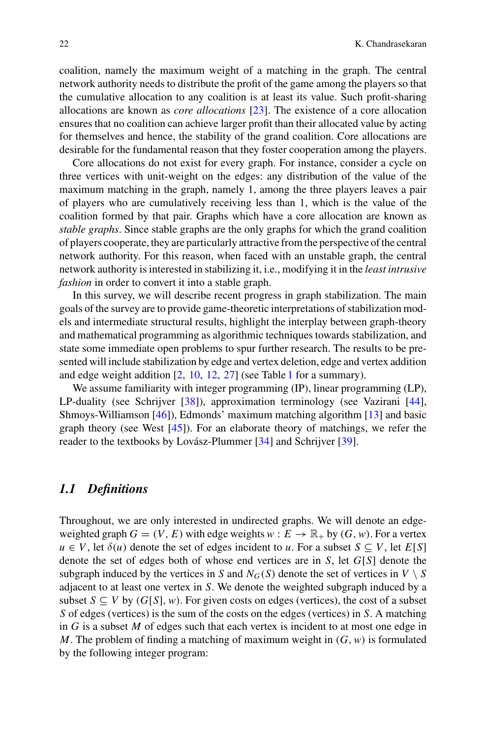coalition, namely the maximum weight of a matching in the graph. The central network authority needs to distribute the profit of the game among the players so that the cumulative allocation to any coalition is at least its value. Such profit-sharing allocations are known as *core allocations* [23]. The existence of a core allocation ensures that no coalition can achieve larger profit than their allocated value by acting for themselves and hence, the stability of the grand coalition. Core allocations are desirable for the fundamental reason that they foster cooperation among the players.

Core allocations do not exist for every graph. For instance, consider a cycle on three vertices with unit-weight on the edges: any distribution of the value of the maximum matching in the graph, namely 1, among the three players leaves a pair of players who are cumulatively receiving less than 1, which is the value of the coalition formed by that pair. Graphs which have a core allocation are known as *stable graphs*. Since stable graphs are the only graphs for which the grand coalition of players cooperate, they are particularly attractive from the perspective of the central network authority. For this reason, when faced with an unstable graph, the central network authority is interested in stabilizing it, i.e., modifying it in the *least intrusive fashion* in order to convert it into a stable graph.

In this survey, we will describe recent progress in graph stabilization. The main goals of the survey are to provide game-theoretic interpretations of stabilization models and intermediate structural results, highlight the interplay between graph-theory and mathematical programming as algorithmic techniques towards stabilization, and state some immediate open problems to spur further research. The results to be presented will include stabilization by edge and vertex deletion, edge and vertex addition and edge weight addition [2, 10, 12, 27] (see Table 1 for a summary).

We assume familiarity with integer programming (IP), linear programming (LP), LP-duality (see Schrijver [38]), approximation terminology (see Vazirani [44], Shmoys-Williamson [46]), Edmonds' maximum matching algorithm [13] and basic graph theory (see West [45]). For an elaborate theory of matchings, we refer the reader to the textbooks by Lovász-Plummer [34] and Schrijver [39].

### *1.1 Definitions*

Throughout, we are only interested in undirected graphs. We will denote an edge-weighted graph $G = (V, E)$ with edge weights $w : E \to \mathbb{R}_+$ by $(G, w)$. For a vertex $u \in V$, let $\delta(u)$ denote the set of edges incident to $u$. For a subset $S \subseteq V$, let $E[S]$ denote the set of edges both of whose end vertices are in $S$, let $G[S]$ denote the subgraph induced by the vertices in $S$ and $N_G(S)$ denote the set of vertices in $V \setminus S$ adjacent to at least one vertex in $S$. We denote the weighted subgraph induced by a subset $S \subseteq V$ by $(G[S], w)$. For given costs on edges (vertices), the cost of a subset $S$ of edges (vertices) is the sum of the costs on the edges (vertices) in $S$. A matching in $G$ is a subset $M$ of edges such that each vertex is incident to at most one edge in $M$. The problem of finding a matching of maximum weight in $(G, w)$ is formulated by the following integer program: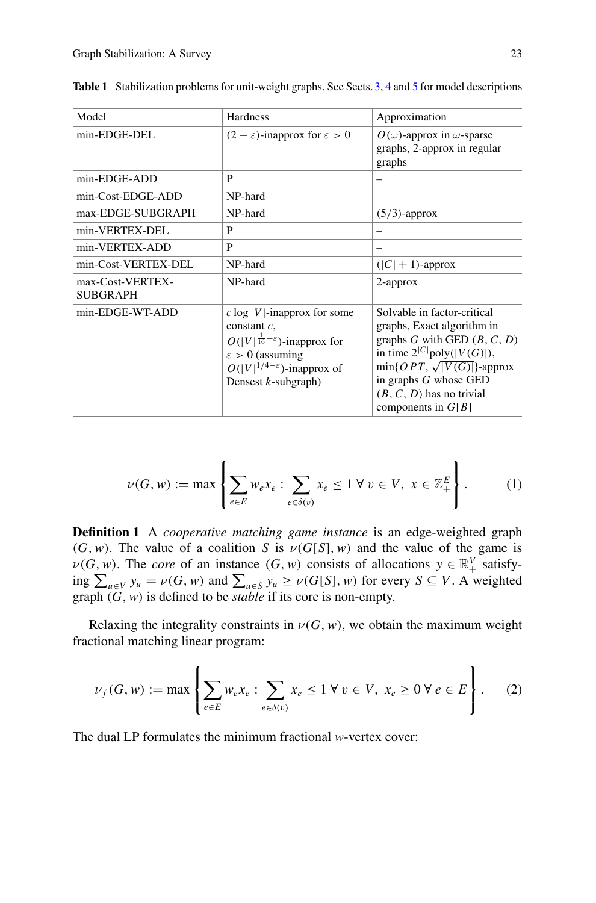**Table 1** Stabilization problems for unit-weight graphs. See Sects. 3, 4 and 5 for model descriptions

| Model | Hardness | Approximation |
|---|---|---|
| min-EDGE-DEL | $(2-\varepsilon)$-inapprox for $\varepsilon > 0$ | $O(\omega)$-approx in $\omega$-sparse graphs, 2-approx in regular graphs |
| min-EDGE-ADD | P | – |
| min-Cost-EDGE-ADD | NP-hard | |
| max-EDGE-SUBGRAPH | NP-hard | (5/3)-approx |
| min-VERTEX-DEL | P | – |
| min-VERTEX-ADD | P | – |
| min-Cost-VERTEX-DEL | NP-hard | $(\lvert C\rvert + 1)$-approx |
| max-Cost-VERTEX-SUBGRAPH | NP-hard | 2-approx |
| min-EDGE-WT-ADD | $c \log \lvert V\rvert$-inapprox for some constant $c$, $O(\lvert V\rvert^{\frac{1}{16}-\varepsilon})$-inapprox for $\varepsilon > 0$ (assuming $O(\lvert V\rvert^{1/4-\varepsilon})$-inapprox of Densest $k$-subgraph) | Solvable in factor-critical graphs, Exact algorithm in graphs $G$ with GED $(B, C, D)$ in time $2^{\lvert C\rvert}\text{poly}(\lvert V(G)\rvert)$, $\min\{OPT, \sqrt{\lvert V(G)\rvert}\}$-approx in graphs $G$ whose GED $(B, C, D)$ has no trivial components in $G[B]$ |

$$\nu(G, w) := \max \left\{ \sum_{e \in E} w_e x_e : \sum_{e \in \delta(v)} x_e \leq 1 \;\forall\, v \in V,\; x \in \mathbb{Z}_+^E \right\}. \tag{1}$$

**Definition 1** A *cooperative matching game instance* is an edge-weighted graph $(G, w)$. The value of a coalition $S$ is $\nu(G[S], w)$ and the value of the game is $\nu(G, w)$. The *core* of an instance $(G, w)$ consists of allocations $y \in \mathbb{R}_+^V$ satisfying $\sum_{u \in V} y_u = \nu(G, w)$ and $\sum_{u \in S} y_u \geq \nu(G[S], w)$ for every $S \subseteq V$. A weighted graph $(G, w)$ is defined to be *stable* if its core is non-empty.

Relaxing the integrality constraints in $\nu(G, w)$, we obtain the maximum weight fractional matching linear program:

$$\nu_f(G, w) := \max \left\{ \sum_{e \in E} w_e x_e : \sum_{e \in \delta(v)} x_e \leq 1 \;\forall\, v \in V,\; x_e \geq 0 \;\forall\, e \in E \right\}. \tag{2}$$

The dual LP formulates the minimum fractional $w$-vertex cover: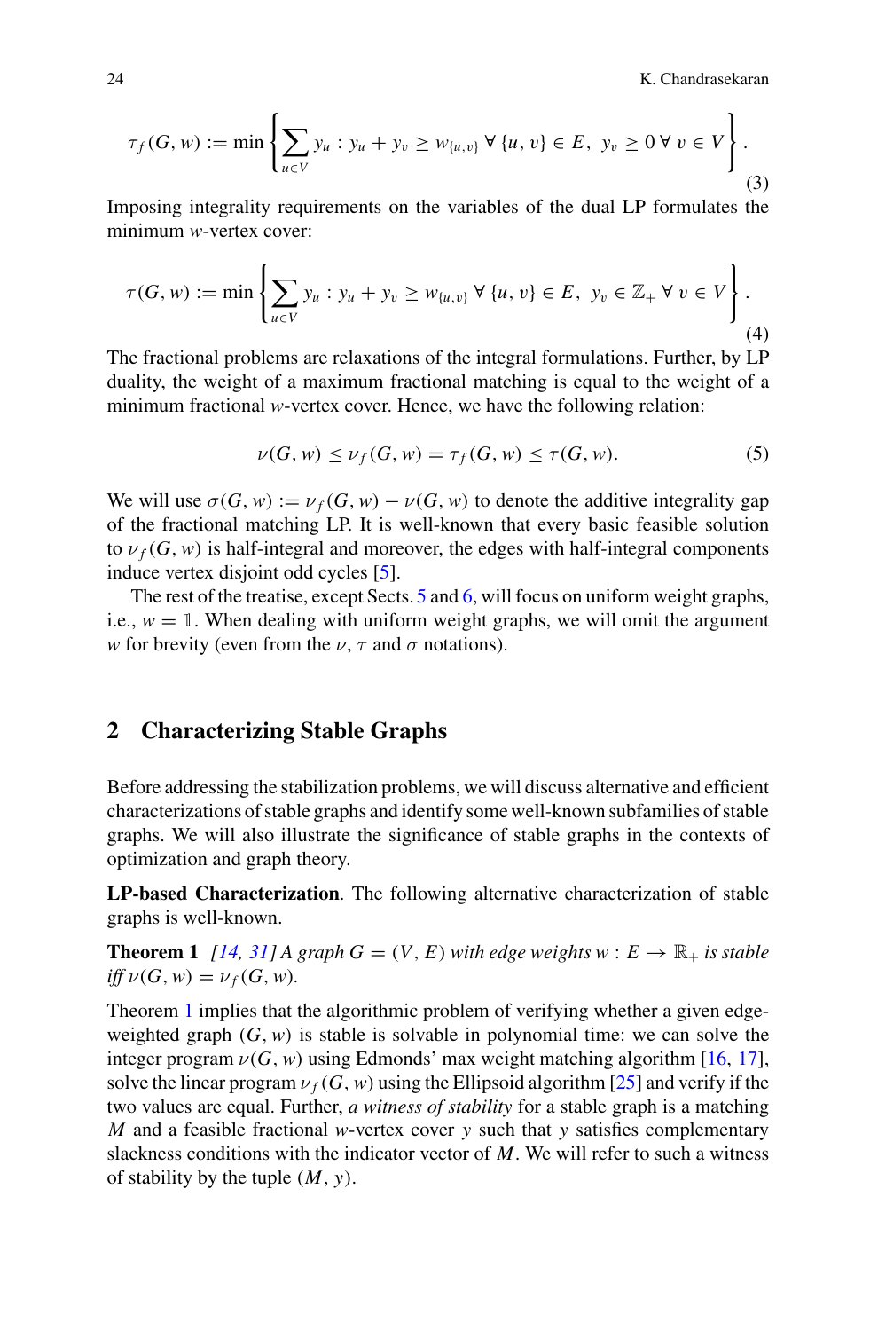$$\tau_f(G, w) := \min \left\{ \sum_{u \in V} y_u : y_u + y_v \geq w_{\{u,v\}} \ \forall \ \{u, v\} \in E, \ y_v \geq 0 \ \forall \ v \in V \right\}. \tag{3}$$

Imposing integrality requirements on the variables of the dual LP formulates the minimum $w$-vertex cover:

$$\tau(G, w) := \min \left\{ \sum_{u \in V} y_u : y_u + y_v \geq w_{\{u,v\}} \ \forall \ \{u, v\} \in E, \ y_v \in \mathbb{Z}_+ \ \forall \ v \in V \right\}. \tag{4}$$

The fractional problems are relaxations of the integral formulations. Further, by LP duality, the weight of a maximum fractional matching is equal to the weight of a minimum fractional $w$-vertex cover. Hence, we have the following relation:

$$\nu(G, w) \leq \nu_f(G, w) = \tau_f(G, w) \leq \tau(G, w). \tag{5}$$

We will use $\sigma(G, w) := \nu_f(G, w) - \nu(G, w)$ to denote the additive integrality gap of the fractional matching LP. It is well-known that every basic feasible solution to $\nu_f(G, w)$ is half-integral and moreover, the edges with half-integral components induce vertex disjoint odd cycles [5].

The rest of the treatise, except Sects. 5 and 6, will focus on uniform weight graphs, i.e., $w = \mathbb{1}$. When dealing with uniform weight graphs, we will omit the argument $w$ for brevity (even from the $\nu$, $\tau$ and $\sigma$ notations).

## 2 Characterizing Stable Graphs

Before addressing the stabilization problems, we will discuss alternative and efficient characterizations of stable graphs and identify some well-known subfamilies of stable graphs. We will also illustrate the significance of stable graphs in the contexts of optimization and graph theory.

**LP-based Characterization**. The following alternative characterization of stable graphs is well-known.

**Theorem 1** *[14, 31] A graph $G = (V, E)$ with edge weights $w : E \rightarrow \mathbb{R}_+$ is stable iff $\nu(G, w) = \nu_f(G, w)$.*

Theorem 1 implies that the algorithmic problem of verifying whether a given edge-weighted graph $(G, w)$ is stable is solvable in polynomial time: we can solve the integer program $\nu(G, w)$ using Edmonds' max weight matching algorithm [16, 17], solve the linear program $\nu_f(G, w)$ using the Ellipsoid algorithm [25] and verify if the two values are equal. Further, *a witness of stability* for a stable graph is a matching $M$ and a feasible fractional $w$-vertex cover $y$ such that $y$ satisfies complementary slackness conditions with the indicator vector of $M$. We will refer to such a witness of stability by the tuple $(M, y)$.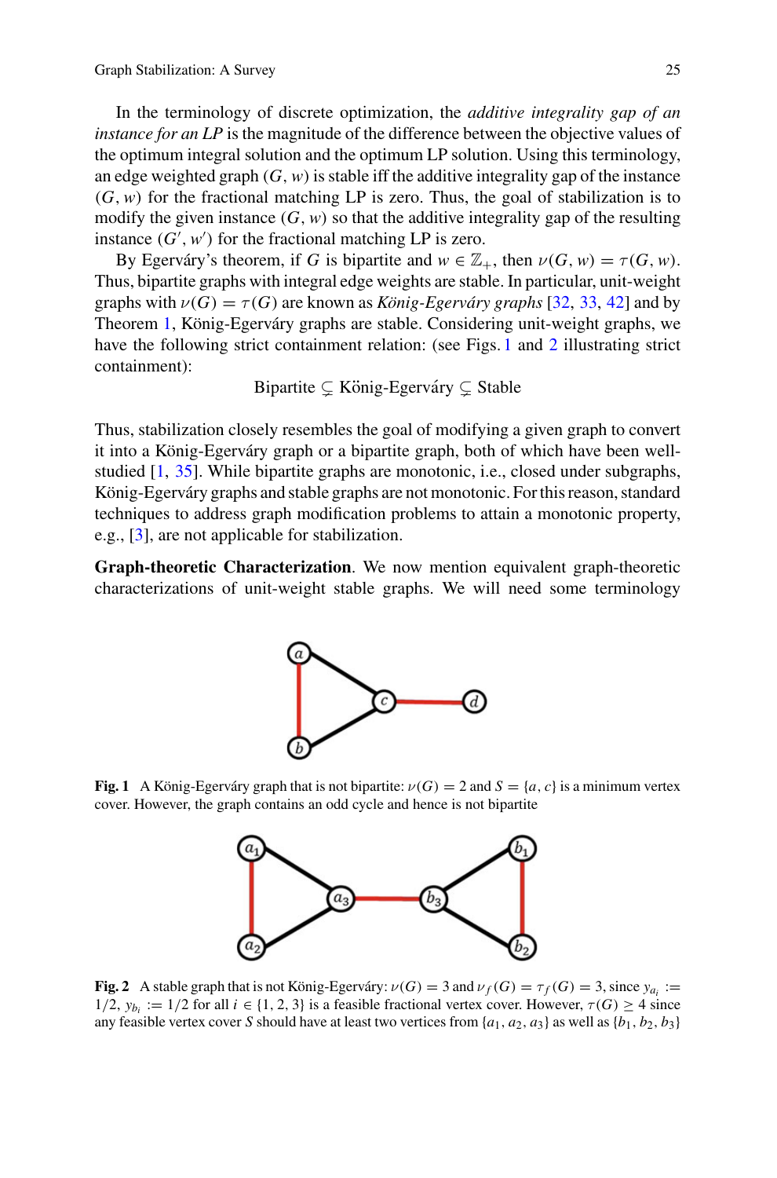In the terminology of discrete optimization, the *additive integrality gap of an instance for an LP* is the magnitude of the difference between the objective values of the optimum integral solution and the optimum LP solution. Using this terminology, an edge weighted graph $(G, w)$ is stable iff the additive integrality gap of the instance $(G, w)$ for the fractional matching LP is zero. Thus, the goal of stabilization is to modify the given instance $(G, w)$ so that the additive integrality gap of the resulting instance $(G', w')$ for the fractional matching LP is zero.

By Egerváry's theorem, if $G$ is bipartite and $w \in \mathbb{Z}_+$, then $\nu(G, w) = \tau(G, w)$. Thus, bipartite graphs with integral edge weights are stable. In particular, unit-weight graphs with $\nu(G) = \tau(G)$ are known as *König-Egerváry graphs* [32, 33, 42] and by Theorem 1, König-Egerváry graphs are stable. Considering unit-weight graphs, we have the following strict containment relation: (see Figs. 1 and 2 illustrating strict containment):

$$\text{Bipartite} \subsetneq \text{König-Egerváry} \subsetneq \text{Stable}$$

Thus, stabilization closely resembles the goal of modifying a given graph to convert it into a König-Egerváry graph or a bipartite graph, both of which have been well-studied [1, 35]. While bipartite graphs are monotonic, i.e., closed under subgraphs, König-Egerváry graphs and stable graphs are not monotonic. For this reason, standard techniques to address graph modification problems to attain a monotonic property, e.g., [3], are not applicable for stabilization.

**Graph-theoretic Characterization**. We now mention equivalent graph-theoretic characterizations of unit-weight stable graphs. We will need some terminology

**Fig. 1** A König-Egerváry graph that is not bipartite: $\nu(G) = 2$ and $S = \{a, c\}$ is a minimum vertex cover. However, the graph contains an odd cycle and hence is not bipartite

**Fig. 2** A stable graph that is not König-Egerváry: $\nu(G) = 3$ and $\nu_f(G) = \tau_f(G) = 3$, since $y_{a_i} := 1/2$, $y_{b_i} := 1/2$ for all $i \in \{1, 2, 3\}$ is a feasible fractional vertex cover. However, $\tau(G) \geq 4$ since any feasible vertex cover $S$ should have at least two vertices from $\{a_1, a_2, a_3\}$ as well as $\{b_1, b_2, b_3\}$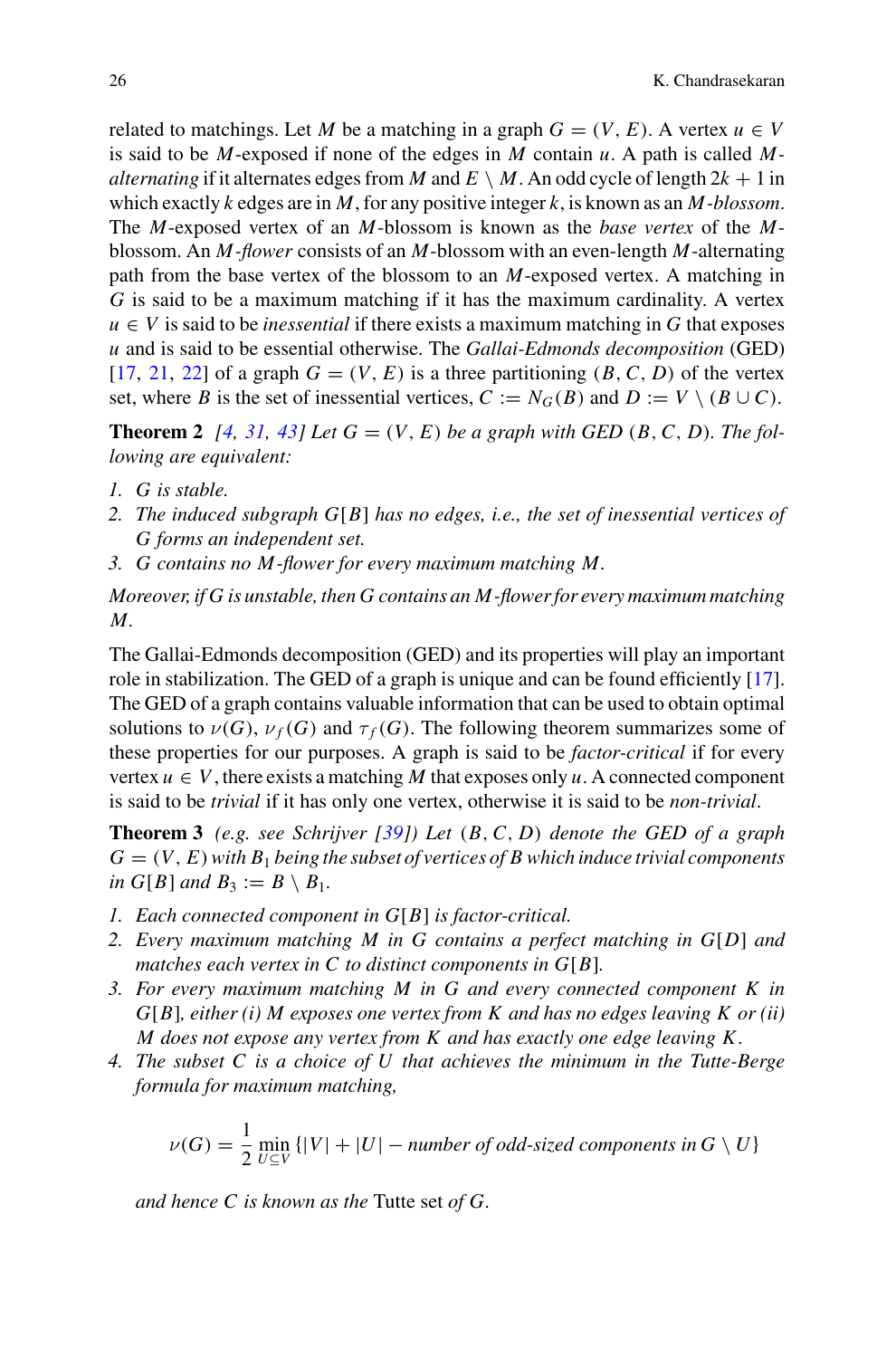related to matchings. Let $M$ be a matching in a graph $G = (V, E)$. A vertex $u \in V$ is said to be $M$-exposed if none of the edges in $M$ contain $u$. A path is called $M$-*alternating* if it alternates edges from $M$ and $E \setminus M$. An odd cycle of length $2k + 1$ in which exactly $k$ edges are in $M$, for any positive integer $k$, is known as an $M$-*blossom*. The $M$-exposed vertex of an $M$-blossom is known as the *base vertex* of the $M$-blossom. An $M$-*flower* consists of an $M$-blossom with an even-length $M$-alternating path from the base vertex of the blossom to an $M$-exposed vertex. A matching in $G$ is said to be a maximum matching if it has the maximum cardinality. A vertex $u \in V$ is said to be *inessential* if there exists a maximum matching in $G$ that exposes $u$ and is said to be essential otherwise. The *Gallai-Edmonds decomposition* (GED) [17, 21, 22] of a graph $G = (V, E)$ is a three partitioning $(B, C, D)$ of the vertex set, where $B$ is the set of inessential vertices, $C := N_G(B)$ and $D := V \setminus (B \cup C)$.

**Theorem 2** *[4, 31, 43] Let $G = (V, E)$ be a graph with GED $(B, C, D)$. The following are equivalent:*

1. *$G$ is stable.*
2. *The induced subgraph $G[B]$ has no edges, i.e., the set of inessential vertices of $G$ forms an independent set.*
3. *$G$ contains no $M$-flower for every maximum matching $M$.*

*Moreover, if $G$ is unstable, then $G$ contains an $M$-flower for every maximum matching $M$.*

The Gallai-Edmonds decomposition (GED) and its properties will play an important role in stabilization. The GED of a graph is unique and can be found efficiently [17]. The GED of a graph contains valuable information that can be used to obtain optimal solutions to $\nu(G)$, $\nu_f(G)$ and $\tau_f(G)$. The following theorem summarizes some of these properties for our purposes. A graph is said to be *factor-critical* if for every vertex $u \in V$, there exists a matching $M$ that exposes only $u$. A connected component is said to be *trivial* if it has only one vertex, otherwise it is said to be *non-trivial*.

**Theorem 3** *(e.g. see Schrijver [39]) Let $(B, C, D)$ denote the GED of a graph $G = (V, E)$ with $B_1$ being the subset of vertices of $B$ which induce trivial components in $G[B]$ and $B_3 := B \setminus B_1$.*

1. *Each connected component in $G[B]$ is factor-critical.*
2. *Every maximum matching $M$ in $G$ contains a perfect matching in $G[D]$ and matches each vertex in $C$ to distinct components in $G[B]$.*
3. *For every maximum matching $M$ in $G$ and every connected component $K$ in $G[B]$, either (i) $M$ exposes one vertex from $K$ and has no edges leaving $K$ or (ii) $M$ does not expose any vertex from $K$ and has exactly one edge leaving $K$.*
4. *The subset $C$ is a choice of $U$ that achieves the minimum in the Tutte-Berge formula for maximum matching,*

$$\nu(G) = \frac{1}{2} \min_{U \subseteq V} \{|V| + |U| - \text{number of odd-sized components in } G \setminus U\}$$

*and hence $C$ is known as the* Tutte set *of $G$.*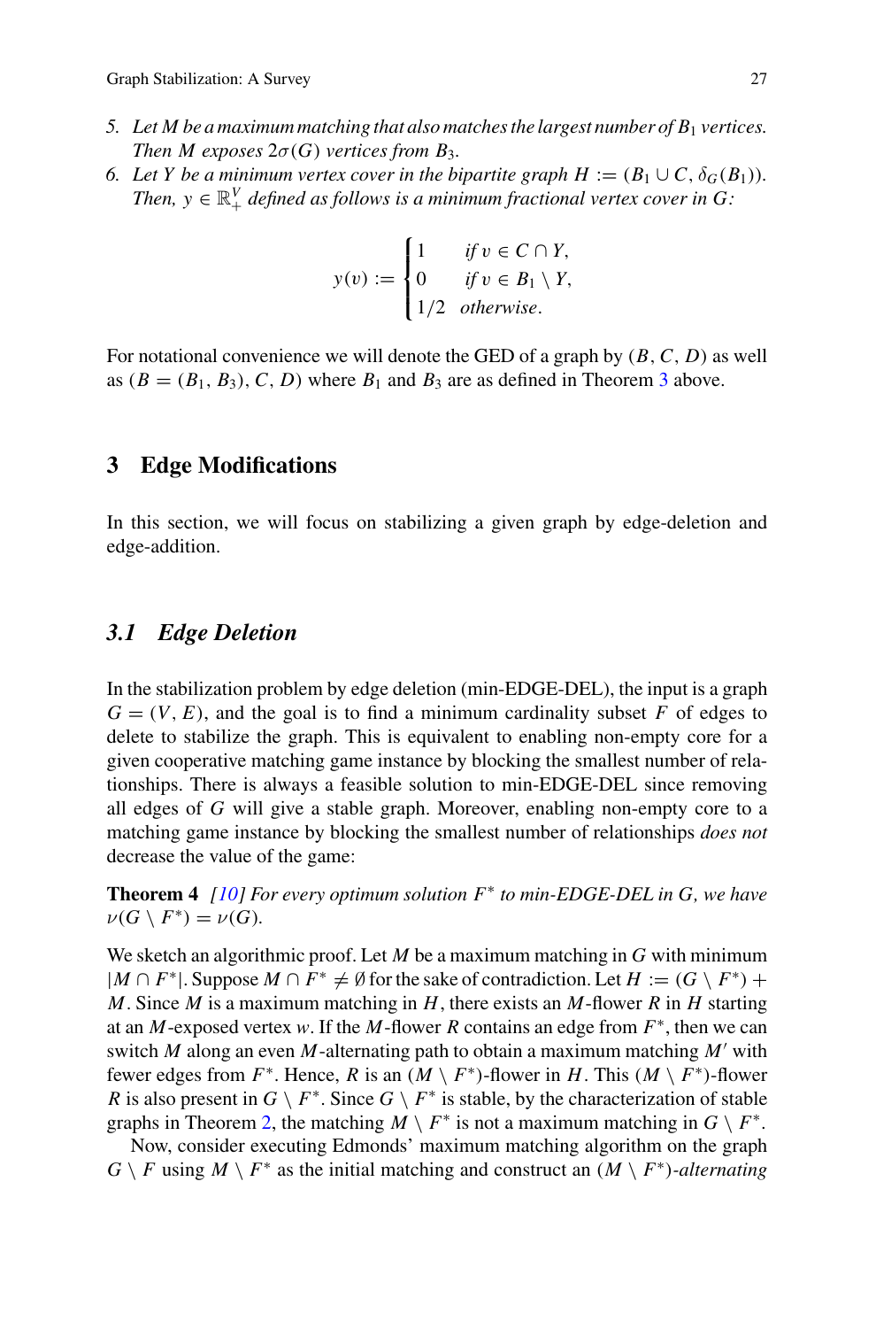5. *Let $M$ be a maximum matching that also matches the largest number of $B_1$ vertices. Then $M$ exposes $2\sigma(G)$ vertices from $B_3$.*
6. *Let $Y$ be a minimum vertex cover in the bipartite graph $H := (B_1 \cup C, \delta_G(B_1))$. Then, $y \in \mathbb{R}_+^V$ defined as follows is a minimum fractional vertex cover in $G$:*

$$y(v) := \begin{cases} 1 & \text{if } v \in C \cap Y, \\ 0 & \text{if } v \in B_1 \setminus Y, \\ 1/2 & \text{otherwise.} \end{cases}$$

For notational convenience we will denote the GED of a graph by $(B, C, D)$ as well as $(B = (B_1, B_3), C, D)$ where $B_1$ and $B_3$ are as defined in Theorem 3 above.

## 3 Edge Modifications

In this section, we will focus on stabilizing a given graph by edge-deletion and edge-addition.

### 3.1 Edge Deletion

In the stabilization problem by edge deletion (min-EDGE-DEL), the input is a graph $G = (V, E)$, and the goal is to find a minimum cardinality subset $F$ of edges to delete to stabilize the graph. This is equivalent to enabling non-empty core for a given cooperative matching game instance by blocking the smallest number of relationships. There is always a feasible solution to min-EDGE-DEL since removing all edges of $G$ will give a stable graph. Moreover, enabling non-empty core to a matching game instance by blocking the smallest number of relationships *does not* decrease the value of the game:

**Theorem 4** *[10] For every optimum solution $F^*$ to min-EDGE-DEL in $G$, we have $\nu(G \setminus F^*) = \nu(G)$.*

We sketch an algorithmic proof. Let $M$ be a maximum matching in $G$ with minimum $|M \cap F^*|$. Suppose $M \cap F^* \neq \emptyset$ for the sake of contradiction. Let $H := (G \setminus F^*) + M$. Since $M$ is a maximum matching in $H$, there exists an $M$-flower $R$ in $H$ starting at an $M$-exposed vertex $w$. If the $M$-flower $R$ contains an edge from $F^*$, then we can switch $M$ along an even $M$-alternating path to obtain a maximum matching $M'$ with fewer edges from $F^*$. Hence, $R$ is an $(M \setminus F^*)$-flower in $H$. This $(M \setminus F^*)$-flower $R$ is also present in $G \setminus F^*$. Since $G \setminus F^*$ is stable, by the characterization of stable graphs in Theorem 2, the matching $M \setminus F^*$ is not a maximum matching in $G \setminus F^*$.

Now, consider executing Edmonds' maximum matching algorithm on the graph $G \setminus F$ using $M \setminus F^*$ as the initial matching and construct an $(M \setminus F^*)$-*alternating*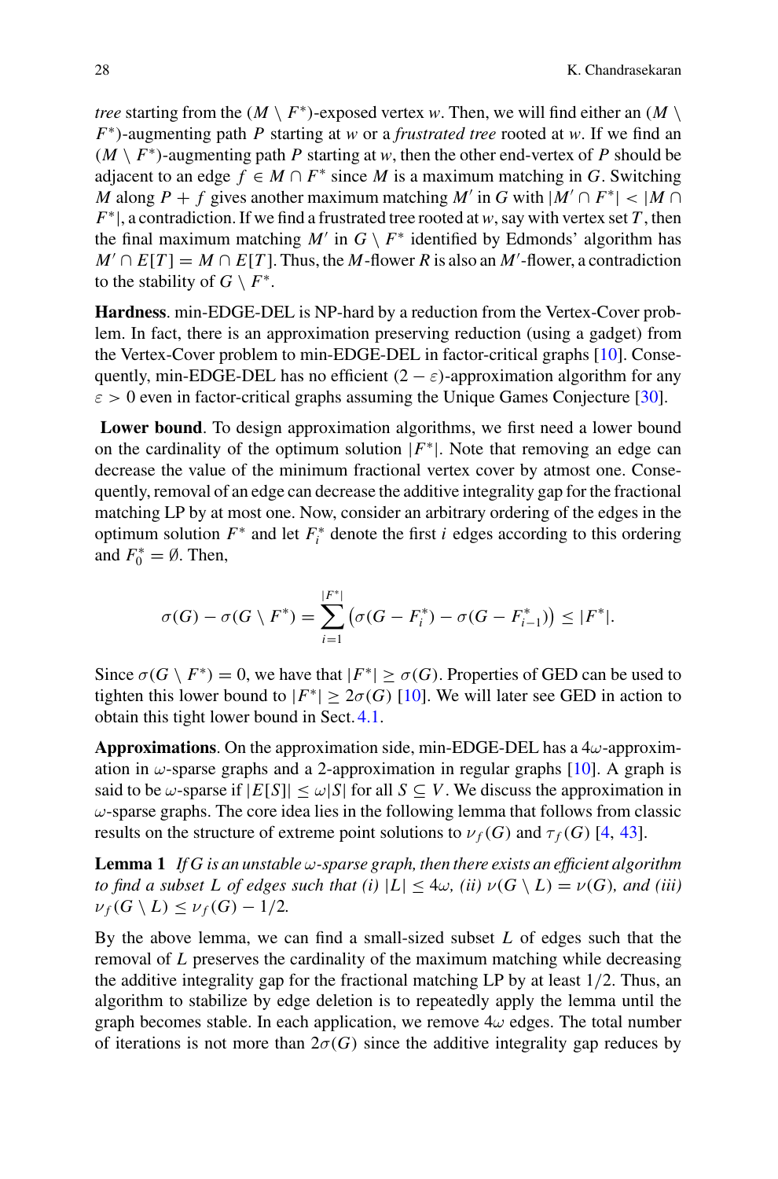*tree* starting from the $(M \setminus F^*)$-exposed vertex $w$. Then, we will find either an $(M \setminus F^*)$-augmenting path $P$ starting at $w$ or a *frustrated tree* rooted at $w$. If we find an $(M \setminus F^*)$-augmenting path $P$ starting at $w$, then the other end-vertex of $P$ should be adjacent to an edge $f \in M \cap F^*$ since $M$ is a maximum matching in $G$. Switching $M$ along $P + f$ gives another maximum matching $M'$ in $G$ with $|M' \cap F^*| < |M \cap F^*|$, a contradiction. If we find a frustrated tree rooted at $w$, say with vertex set $T$, then the final maximum matching $M'$ in $G \setminus F^*$ identified by Edmonds' algorithm has $M' \cap E[T] = M \cap E[T]$. Thus, the $M$-flower $R$ is also an $M'$-flower, a contradiction to the stability of $G \setminus F^*$.

**Hardness**. min-EDGE-DEL is NP-hard by a reduction from the Vertex-Cover problem. In fact, there is an approximation preserving reduction (using a gadget) from the Vertex-Cover problem to min-EDGE-DEL in factor-critical graphs [10]. Consequently, min-EDGE-DEL has no efficient $(2 - \varepsilon)$-approximation algorithm for any $\varepsilon > 0$ even in factor-critical graphs assuming the Unique Games Conjecture [30].

**Lower bound**. To design approximation algorithms, we first need a lower bound on the cardinality of the optimum solution $|F^*|$. Note that removing an edge can decrease the value of the minimum fractional vertex cover by atmost one. Consequently, removal of an edge can decrease the additive integrality gap for the fractional matching LP by at most one. Now, consider an arbitrary ordering of the edges in the optimum solution $F^*$ and let $F_i^*$ denote the first $i$ edges according to this ordering and $F_0^* = \emptyset$. Then,

$$\sigma(G) - \sigma(G \setminus F^*) = \sum_{i=1}^{|F^*|} \left(\sigma(G - F_i^*) - \sigma(G - F_{i-1}^*)\right) \leq |F^*|.$$

Since $\sigma(G \setminus F^*) = 0$, we have that $|F^*| \geq \sigma(G)$. Properties of GED can be used to tighten this lower bound to $|F^*| \geq 2\sigma(G)$ [10]. We will later see GED in action to obtain this tight lower bound in Sect. 4.1.

**Approximations**. On the approximation side, min-EDGE-DEL has a $4\omega$-approximation in $\omega$-sparse graphs and a 2-approximation in regular graphs [10]. A graph is said to be $\omega$-sparse if $|E[S]| \leq \omega|S|$ for all $S \subseteq V$. We discuss the approximation in $\omega$-sparse graphs. The core idea lies in the following lemma that follows from classic results on the structure of extreme point solutions to $\nu_f(G)$ and $\tau_f(G)$ [4, 43].

**Lemma 1** *If $G$ is an unstable $\omega$-sparse graph, then there exists an efficient algorithm to find a subset $L$ of edges such that (i) $|L| \leq 4\omega$, (ii) $\nu(G \setminus L) = \nu(G)$, and (iii) $\nu_f(G \setminus L) \leq \nu_f(G) - 1/2$.*

By the above lemma, we can find a small-sized subset $L$ of edges such that the removal of $L$ preserves the cardinality of the maximum matching while decreasing the additive integrality gap for the fractional matching LP by at least $1/2$. Thus, an algorithm to stabilize by edge deletion is to repeatedly apply the lemma until the graph becomes stable. In each application, we remove $4\omega$ edges. The total number of iterations is not more than $2\sigma(G)$ since the additive integrality gap reduces by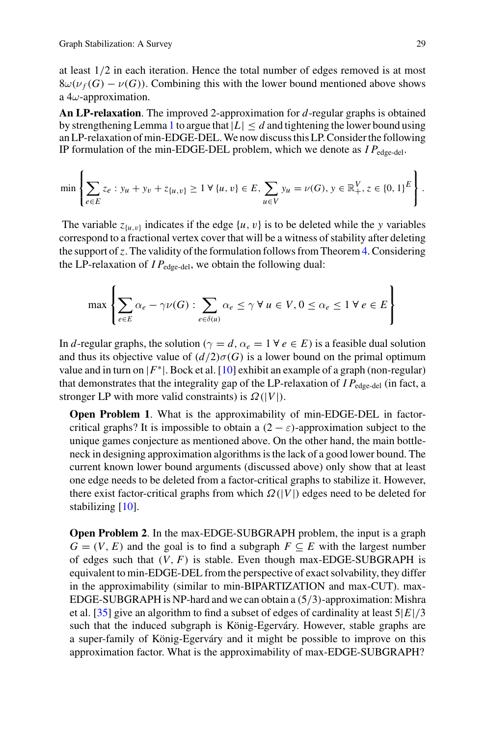at least $1/2$ in each iteration. Hence the total number of edges removed is at most $8\omega(\nu_f(G) - \nu(G))$. Combining this with the lower bound mentioned above shows a $4\omega$-approximation.

**An LP-relaxation**. The improved 2-approximation for $d$-regular graphs is obtained by strengthening Lemma 1 to argue that $|L| \leq d$ and tightening the lower bound using an LP-relaxation of min-EDGE-DEL. We now discuss this LP. Consider the following IP formulation of the min-EDGE-DEL problem, which we denote as $IP_{\text{edge-del}}$.

$$\min \left\{ \sum_{e \in E} z_e : y_u + y_v + z_{\{u,v\}} \geq 1 \; \forall \, \{u, v\} \in E, \sum_{u \in V} y_u = \nu(G), \, y \in \mathbb{R}_+^V, \, z \in \{0, 1\}^E \right\}.$$

The variable $z_{\{u,v\}}$ indicates if the edge $\{u, v\}$ is to be deleted while the $y$ variables correspond to a fractional vertex cover that will be a witness of stability after deleting the support of $z$. The validity of the formulation follows from Theorem 4. Considering the LP-relaxation of $IP_{\text{edge-del}}$, we obtain the following dual:

$$\max \left\{ \sum_{e \in E} \alpha_e - \gamma \nu(G) : \sum_{e \in \delta(u)} \alpha_e \leq \gamma \; \forall \, u \in V, 0 \leq \alpha_e \leq 1 \; \forall \, e \in E \right\}$$

In $d$-regular graphs, the solution ($\gamma = d$, $\alpha_e = 1 \; \forall \, e \in E$) is a feasible dual solution and thus its objective value of $(d/2)\sigma(G)$ is a lower bound on the primal optimum value and in turn on $|F^*|$. Bock et al. [10] exhibit an example of a graph (non-regular) that demonstrates that the integrality gap of the LP-relaxation of $IP_{\text{edge-del}}$ (in fact, a stronger LP with more valid constraints) is $\Omega(|V|)$.

**Open Problem 1**. What is the approximability of min-EDGE-DEL in factor-critical graphs? It is impossible to obtain a $(2 - \varepsilon)$-approximation subject to the unique games conjecture as mentioned above. On the other hand, the main bottleneck in designing approximation algorithms is the lack of a good lower bound. The current known lower bound arguments (discussed above) only show that at least one edge needs to be deleted from a factor-critical graphs to stabilize it. However, there exist factor-critical graphs from which $\Omega(|V|)$ edges need to be deleted for stabilizing [10].

**Open Problem 2**. In the max-EDGE-SUBGRAPH problem, the input is a graph $G = (V, E)$ and the goal is to find a subgraph $F \subseteq E$ with the largest number of edges such that $(V, F)$ is stable. Even though max-EDGE-SUBGRAPH is equivalent to min-EDGE-DEL from the perspective of exact solvability, they differ in the approximability (similar to min-BIPARTIZATION and max-CUT). max-EDGE-SUBGRAPH is NP-hard and we can obtain a $(5/3)$-approximation: Mishra et al. [35] give an algorithm to find a subset of edges of cardinality at least $5|E|/3$ such that the induced subgraph is König-Egerváry. However, stable graphs are a super-family of König-Egerváry and it might be possible to improve on this approximation factor. What is the approximability of max-EDGE-SUBGRAPH?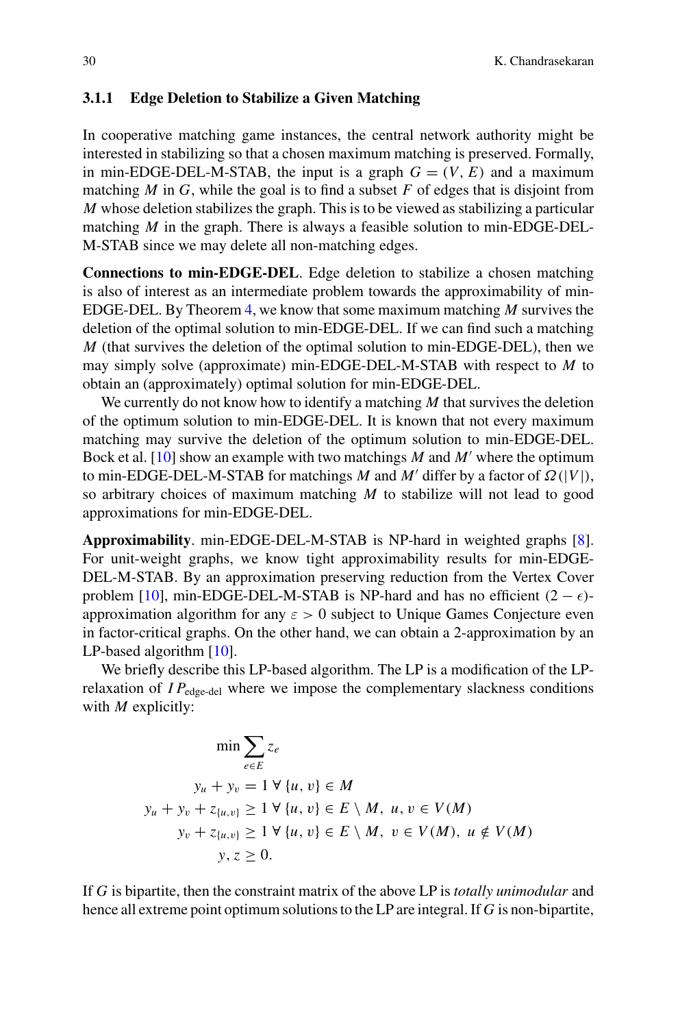### 3.1.1 Edge Deletion to Stabilize a Given Matching

In cooperative matching game instances, the central network authority might be interested in stabilizing so that a chosen maximum matching is preserved. Formally, in min-EDGE-DEL-M-STAB, the input is a graph $G = (V, E)$ and a maximum matching $M$ in $G$, while the goal is to find a subset $F$ of edges that is disjoint from $M$ whose deletion stabilizes the graph. This is to be viewed as stabilizing a particular matching $M$ in the graph. There is always a feasible solution to min-EDGE-DEL-M-STAB since we may delete all non-matching edges.

**Connections to min-EDGE-DEL**. Edge deletion to stabilize a chosen matching is also of interest as an intermediate problem towards the approximability of min-EDGE-DEL. By Theorem 4, we know that some maximum matching $M$ survives the deletion of the optimal solution to min-EDGE-DEL. If we can find such a matching $M$ (that survives the deletion of the optimal solution to min-EDGE-DEL), then we may simply solve (approximate) min-EDGE-DEL-M-STAB with respect to $M$ to obtain an (approximately) optimal solution for min-EDGE-DEL.

We currently do not know how to identify a matching $M$ that survives the deletion of the optimum solution to min-EDGE-DEL. It is known that not every maximum matching may survive the deletion of the optimum solution to min-EDGE-DEL. Bock et al. [10] show an example with two matchings $M$ and $M'$ where the optimum to min-EDGE-DEL-M-STAB for matchings $M$ and $M'$ differ by a factor of $\Omega(|V|)$, so arbitrary choices of maximum matching $M$ to stabilize will not lead to good approximations for min-EDGE-DEL.

**Approximability**. min-EDGE-DEL-M-STAB is NP-hard in weighted graphs [8]. For unit-weight graphs, we know tight approximability results for min-EDGE-DEL-M-STAB. By an approximation preserving reduction from the Vertex Cover problem [10], min-EDGE-DEL-M-STAB is NP-hard and has no efficient $(2 - \epsilon)$-approximation algorithm for any $\varepsilon > 0$ subject to Unique Games Conjecture even in factor-critical graphs. On the other hand, we can obtain a 2-approximation by an LP-based algorithm [10].

We briefly describe this LP-based algorithm. The LP is a modification of the LP-relaxation of $IP_{\text{edge-del}}$ where we impose the complementary slackness conditions with $M$ explicitly:

$$
\begin{aligned}
\min \sum_{e \in E} z_e & \\
y_u + y_v = 1 & \ \forall \{u, v\} \in M \\
y_u + y_v + z_{\{u,v\}} \geq 1 & \ \forall \{u, v\} \in E \setminus M,\ u, v \in V(M) \\
y_v + z_{\{u,v\}} \geq 1 & \ \forall \{u, v\} \in E \setminus M,\ v \in V(M),\ u \notin V(M) \\
y, z \geq 0. &
\end{aligned}
$$

If $G$ is bipartite, then the constraint matrix of the above LP is *totally unimodular* and hence all extreme point optimum solutions to the LP are integral. If $G$ is non-bipartite,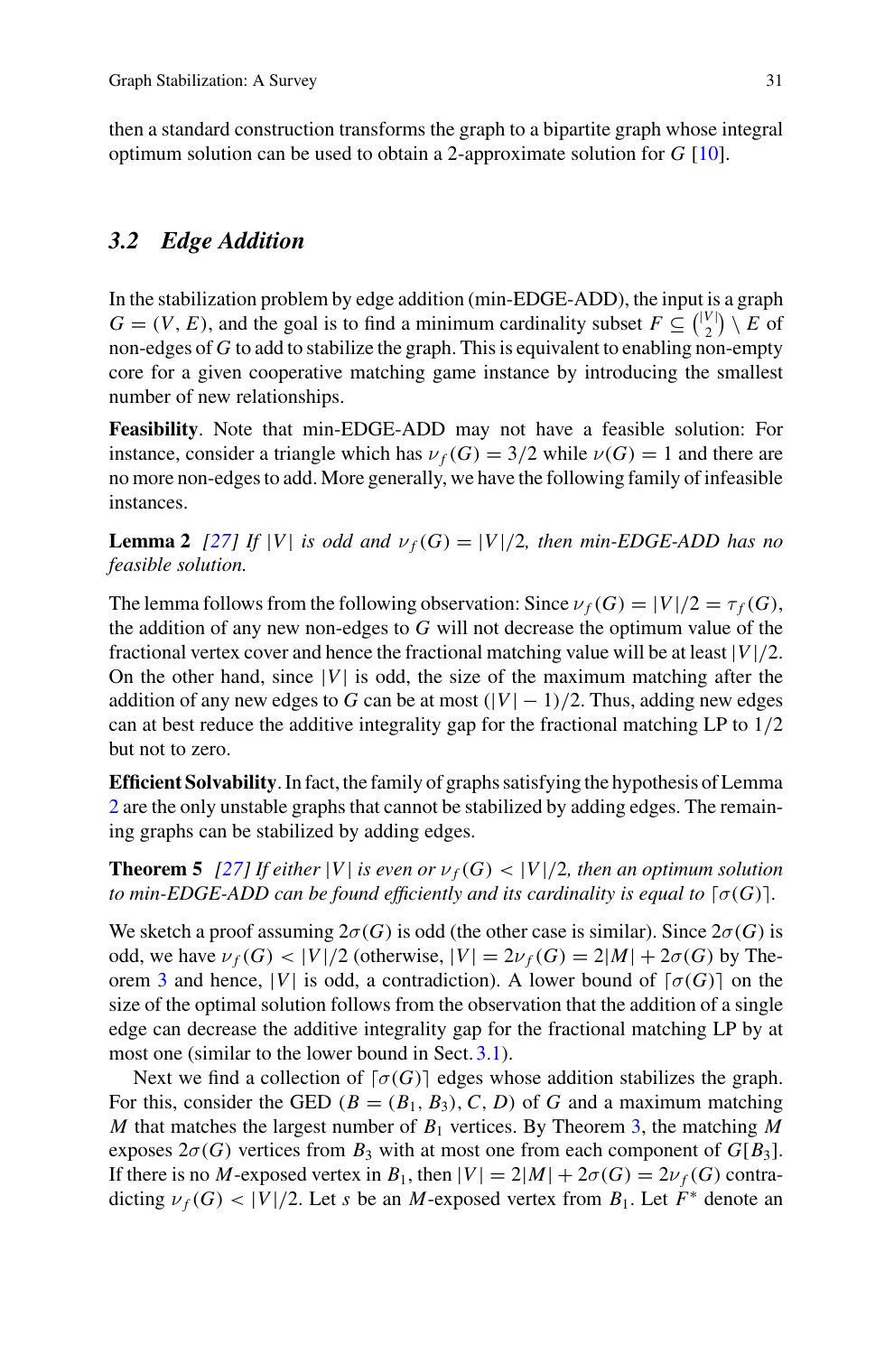then a standard construction transforms the graph to a bipartite graph whose integral optimum solution can be used to obtain a 2-approximate solution for $G$ [10].

### 3.2 Edge Addition

In the stabilization problem by edge addition (min-EDGE-ADD), the input is a graph $G = (V, E)$, and the goal is to find a minimum cardinality subset $F \subseteq \binom{|V|}{2} \setminus E$ of non-edges of $G$ to add to stabilize the graph. This is equivalent to enabling non-empty core for a given cooperative matching game instance by introducing the smallest number of new relationships.

**Feasibility**. Note that min-EDGE-ADD may not have a feasible solution: For instance, consider a triangle which has $\nu_f(G) = 3/2$ while $\nu(G) = 1$ and there are no more non-edges to add. More generally, we have the following family of infeasible instances.

**Lemma 2** *[27] If $|V|$ is odd and $\nu_f(G) = |V|/2$, then min-EDGE-ADD has no feasible solution.*

The lemma follows from the following observation: Since $\nu_f(G) = |V|/2 = \tau_f(G)$, the addition of any new non-edges to $G$ will not decrease the optimum value of the fractional vertex cover and hence the fractional matching value will be at least $|V|/2$. On the other hand, since $|V|$ is odd, the size of the maximum matching after the addition of any new edges to $G$ can be at most $(|V| - 1)/2$. Thus, adding new edges can at best reduce the additive integrality gap for the fractional matching LP to $1/2$ but not to zero.

**Efficient Solvability**. In fact, the family of graphs satisfying the hypothesis of Lemma 2 are the only unstable graphs that cannot be stabilized by adding edges. The remaining graphs can be stabilized by adding edges.

**Theorem 5** *[27] If either $|V|$ is even or $\nu_f(G) < |V|/2$, then an optimum solution to min-EDGE-ADD can be found efficiently and its cardinality is equal to $\lceil \sigma(G) \rceil$.*

We sketch a proof assuming $2\sigma(G)$ is odd (the other case is similar). Since $2\sigma(G)$ is odd, we have $\nu_f(G) < |V|/2$ (otherwise, $|V| = 2\nu_f(G) = 2|M| + 2\sigma(G)$ by Theorem 3 and hence, $|V|$ is odd, a contradiction). A lower bound of $\lceil \sigma(G) \rceil$ on the size of the optimal solution follows from the observation that the addition of a single edge can decrease the additive integrality gap for the fractional matching LP by at most one (similar to the lower bound in Sect. 3.1).

Next we find a collection of $\lceil \sigma(G) \rceil$ edges whose addition stabilizes the graph. For this, consider the GED $(B = (B_1, B_3), C, D)$ of $G$ and a maximum matching $M$ that matches the largest number of $B_1$ vertices. By Theorem 3, the matching $M$ exposes $2\sigma(G)$ vertices from $B_3$ with at most one from each component of $G[B_3]$. If there is no $M$-exposed vertex in $B_1$, then $|V| = 2|M| + 2\sigma(G) = 2\nu_f(G)$ contradicting $\nu_f(G) < |V|/2$. Let $s$ be an $M$-exposed vertex from $B_1$. Let $F^*$ denote an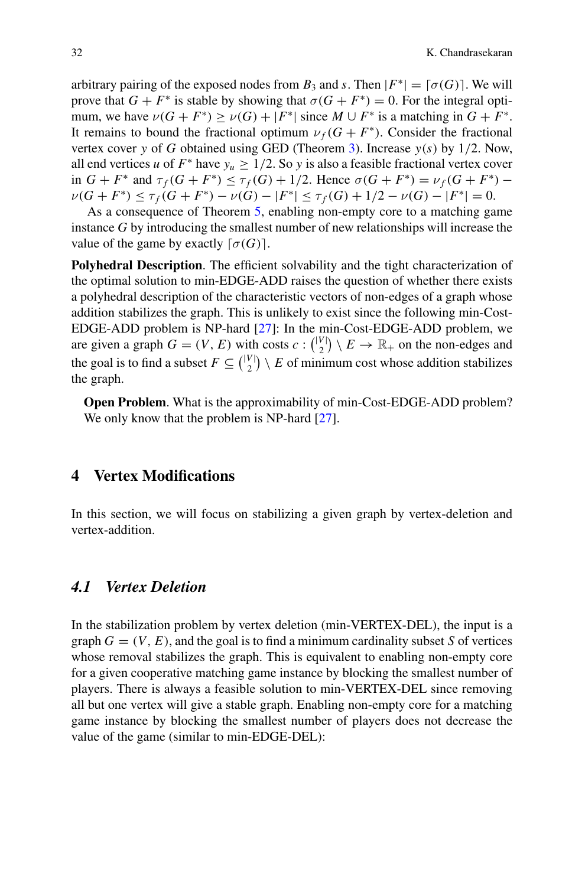arbitrary pairing of the exposed nodes from $B_3$ and $s$. Then $|F^*| = \lceil \sigma(G) \rceil$. We will prove that $G + F^*$ is stable by showing that $\sigma(G + F^*) = 0$. For the integral optimum, we have $\nu(G + F^*) \geq \nu(G) + |F^*|$ since $M \cup F^*$ is a matching in $G + F^*$. It remains to bound the fractional optimum $\nu_f(G + F^*)$. Consider the fractional vertex cover $y$ of $G$ obtained using GED (Theorem 3). Increase $y(s)$ by $1/2$. Now, all end vertices $u$ of $F^*$ have $y_u \geq 1/2$. So $y$ is also a feasible fractional vertex cover in $G + F^*$ and $\tau_f(G + F^*) \leq \tau_f(G) + 1/2$. Hence $\sigma(G + F^*) = \nu_f(G + F^*) - \nu(G + F^*) \leq \tau_f(G + F^*) - \nu(G) - |F^*| \leq \tau_f(G) + 1/2 - \nu(G) - |F^*| = 0$.

As a consequence of Theorem 5, enabling non-empty core to a matching game instance $G$ by introducing the smallest number of new relationships will increase the value of the game by exactly $\lceil \sigma(G) \rceil$.

**Polyhedral Description**. The efficient solvability and the tight characterization of the optimal solution to min-EDGE-ADD raises the question of whether there exists a polyhedral description of the characteristic vectors of non-edges of a graph whose addition stabilizes the graph. This is unlikely to exist since the following min-Cost-EDGE-ADD problem is NP-hard [27]: In the min-Cost-EDGE-ADD problem, we are given a graph $G = (V, E)$ with costs $c : \binom{|V|}{2} \setminus E \to \mathbb{R}_+$ on the non-edges and the goal is to find a subset $F \subseteq \binom{|V|}{2} \setminus E$ of minimum cost whose addition stabilizes the graph.

**Open Problem**. What is the approximability of min-Cost-EDGE-ADD problem? We only know that the problem is NP-hard [27].

## 4 Vertex Modifications

In this section, we will focus on stabilizing a given graph by vertex-deletion and vertex-addition.

### *4.1 Vertex Deletion*

In the stabilization problem by vertex deletion (min-VERTEX-DEL), the input is a graph $G = (V, E)$, and the goal is to find a minimum cardinality subset $S$ of vertices whose removal stabilizes the graph. This is equivalent to enabling non-empty core for a given cooperative matching game instance by blocking the smallest number of players. There is always a feasible solution to min-VERTEX-DEL since removing all but one vertex will give a stable graph. Enabling non-empty core for a matching game instance by blocking the smallest number of players does not decrease the value of the game (similar to min-EDGE-DEL):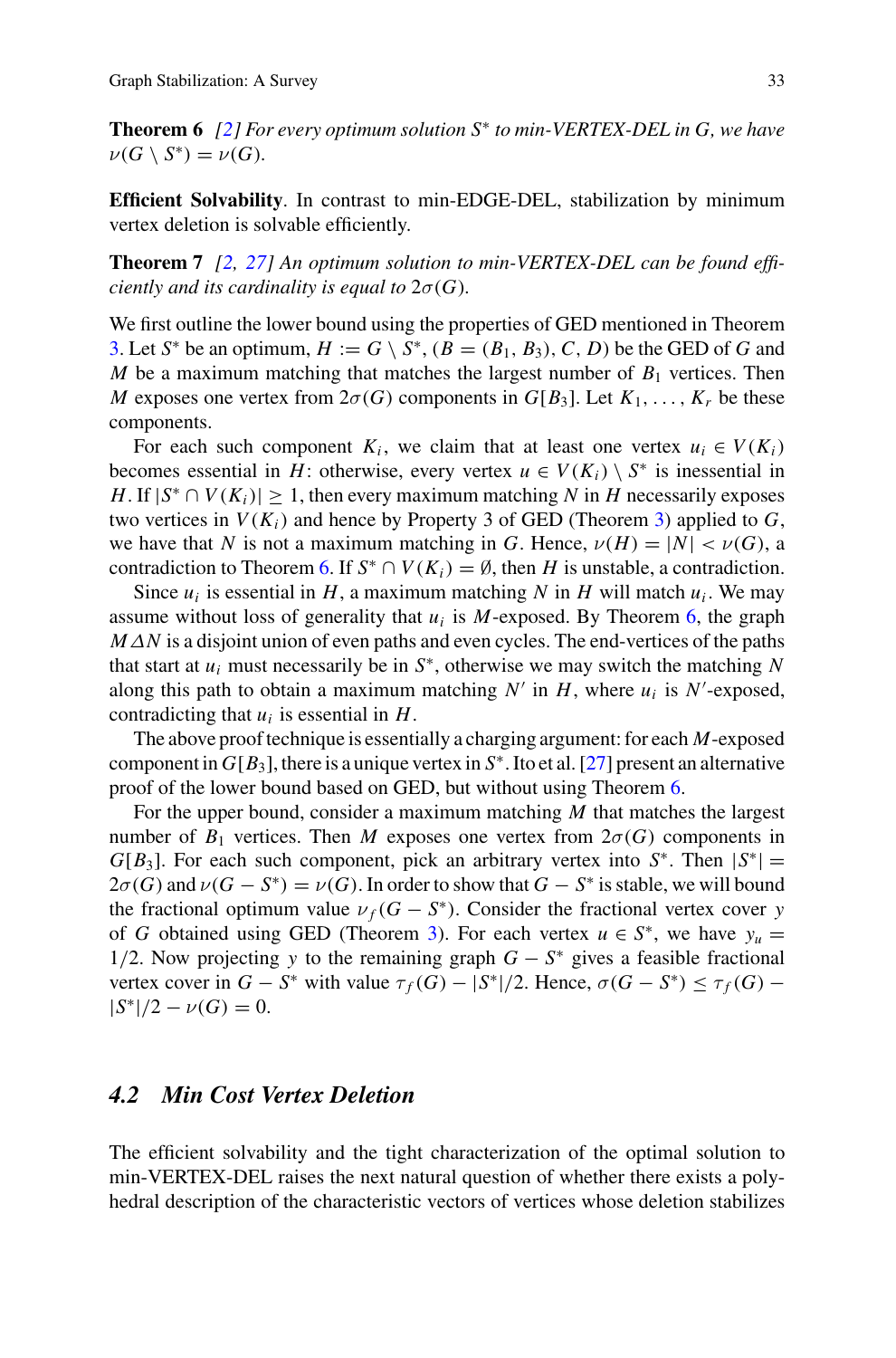**Theorem 6** *[2] For every optimum solution $S^*$ to min-VERTEX-DEL in $G$, we have $\nu(G \setminus S^*) = \nu(G)$.*

**Efficient Solvability**. In contrast to min-EDGE-DEL, stabilization by minimum vertex deletion is solvable efficiently.

**Theorem 7** *[2, 27] An optimum solution to min-VERTEX-DEL can be found efficiently and its cardinality is equal to $2\sigma(G)$.*

We first outline the lower bound using the properties of GED mentioned in Theorem 3. Let $S^*$ be an optimum, $H := G \setminus S^*$, $(B = (B_1, B_3), C, D)$ be the GED of $G$ and $M$ be a maximum matching that matches the largest number of $B_1$ vertices. Then $M$ exposes one vertex from $2\sigma(G)$ components in $G[B_3]$. Let $K_1, \ldots, K_r$ be these components.

For each such component $K_i$, we claim that at least one vertex $u_i \in V(K_i)$ becomes essential in $H$: otherwise, every vertex $u \in V(K_i) \setminus S^*$ is inessential in $H$. If $|S^* \cap V(K_i)| \geq 1$, then every maximum matching $N$ in $H$ necessarily exposes two vertices in $V(K_i)$ and hence by Property 3 of GED (Theorem 3) applied to $G$, we have that $N$ is not a maximum matching in $G$. Hence, $\nu(H) = |N| < \nu(G)$, a contradiction to Theorem 6. If $S^* \cap V(K_i) = \emptyset$, then $H$ is unstable, a contradiction.

Since $u_i$ is essential in $H$, a maximum matching $N$ in $H$ will match $u_i$. We may assume without loss of generality that $u_i$ is $M$-exposed. By Theorem 6, the graph $M \Delta N$ is a disjoint union of even paths and even cycles. The end-vertices of the paths that start at $u_i$ must necessarily be in $S^*$, otherwise we may switch the matching $N$ along this path to obtain a maximum matching $N'$ in $H$, where $u_i$ is $N'$-exposed, contradicting that $u_i$ is essential in $H$.

The above proof technique is essentially a charging argument: for each $M$-exposed component in $G[B_3]$, there is a unique vertex in $S^*$. Ito et al. [27] present an alternative proof of the lower bound based on GED, but without using Theorem 6.

For the upper bound, consider a maximum matching $M$ that matches the largest number of $B_1$ vertices. Then $M$ exposes one vertex from $2\sigma(G)$ components in $G[B_3]$. For each such component, pick an arbitrary vertex into $S^*$. Then $|S^*| = 2\sigma(G)$ and $\nu(G - S^*) = \nu(G)$. In order to show that $G - S^*$ is stable, we will bound the fractional optimum value $\nu_f(G - S^*)$. Consider the fractional vertex cover $y$ of $G$ obtained using GED (Theorem 3). For each vertex $u \in S^*$, we have $y_u = 1/2$. Now projecting $y$ to the remaining graph $G - S^*$ gives a feasible fractional vertex cover in $G - S^*$ with value $\tau_f(G) - |S^*|/2$. Hence, $\sigma(G - S^*) \leq \tau_f(G) - |S^*|/2 - \nu(G) = 0$.

## 4.2 Min Cost Vertex Deletion

The efficient solvability and the tight characterization of the optimal solution to min-VERTEX-DEL raises the next natural question of whether there exists a polyhedral description of the characteristic vectors of vertices whose deletion stabilizes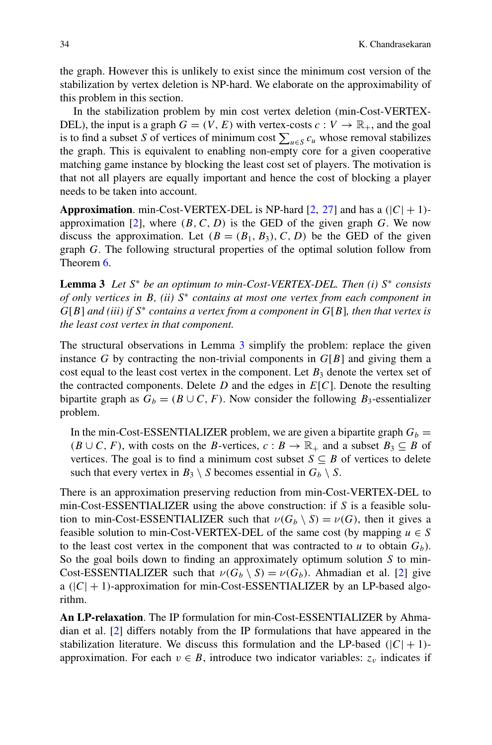the graph. However this is unlikely to exist since the minimum cost version of the stabilization by vertex deletion is NP-hard. We elaborate on the approximability of this problem in this section.

In the stabilization problem by min cost vertex deletion (min-Cost-VERTEX-DEL), the input is a graph $G = (V, E)$ with vertex-costs $c : V \to \mathbb{R}_+$, and the goal is to find a subset $S$ of vertices of minimum cost $\sum_{u \in S} c_u$ whose removal stabilizes the graph. This is equivalent to enabling non-empty core for a given cooperative matching game instance by blocking the least cost set of players. The motivation is that not all players are equally important and hence the cost of blocking a player needs to be taken into account.

**Approximation**. min-Cost-VERTEX-DEL is NP-hard [2, 27] and has a $(|C|+1)$-approximation [2], where $(B, C, D)$ is the GED of the given graph $G$. We now discuss the approximation. Let $(B = (B_1, B_3), C, D)$ be the GED of the given graph $G$. The following structural properties of the optimal solution follow from Theorem 6.

**Lemma 3** *Let $S^*$ be an optimum to min-Cost-VERTEX-DEL. Then (i) $S^*$ consists of only vertices in $B$, (ii) $S^*$ contains at most one vertex from each component in $G[B]$ and (iii) if $S^*$ contains a vertex from a component in $G[B]$, then that vertex is the least cost vertex in that component.*

The structural observations in Lemma 3 simplify the problem: replace the given instance $G$ by contracting the non-trivial components in $G[B]$ and giving them a cost equal to the least cost vertex in the component. Let $B_3$ denote the vertex set of the contracted components. Delete $D$ and the edges in $E[C]$. Denote the resulting bipartite graph as $G_b = (B \cup C, F)$. Now consider the following $B_3$-essentializer problem.

> In the min-Cost-ESSENTIALIZER problem, we are given a bipartite graph $G_b = (B \cup C, F)$, with costs on the $B$-vertices, $c : B \to \mathbb{R}_+$ and a subset $B_3 \subseteq B$ of vertices. The goal is to find a minimum cost subset $S \subseteq B$ of vertices to delete such that every vertex in $B_3 \setminus S$ becomes essential in $G_b \setminus S$.

There is an approximation preserving reduction from min-Cost-VERTEX-DEL to min-Cost-ESSENTIALIZER using the above construction: if $S$ is a feasible solution to min-Cost-ESSENTIALIZER such that $\nu(G_b \setminus S) = \nu(G)$, then it gives a feasible solution to min-Cost-VERTEX-DEL of the same cost (by mapping $u \in S$ to the least cost vertex in the component that was contracted to $u$ to obtain $G_b$). So the goal boils down to finding an approximately optimum solution $S$ to min-Cost-ESSENTIALIZER such that $\nu(G_b \setminus S) = \nu(G_b)$. Ahmadian et al. [2] give a $(|C|+1)$-approximation for min-Cost-ESSENTIALIZER by an LP-based algorithm.

**An LP-relaxation**. The IP formulation for min-Cost-ESSENTIALIZER by Ahmadian et al. [2] differs notably from the IP formulations that have appeared in the stabilization literature. We discuss this formulation and the LP-based $(|C|+1)$-approximation. For each $v \in B$, introduce two indicator variables: $z_v$ indicates if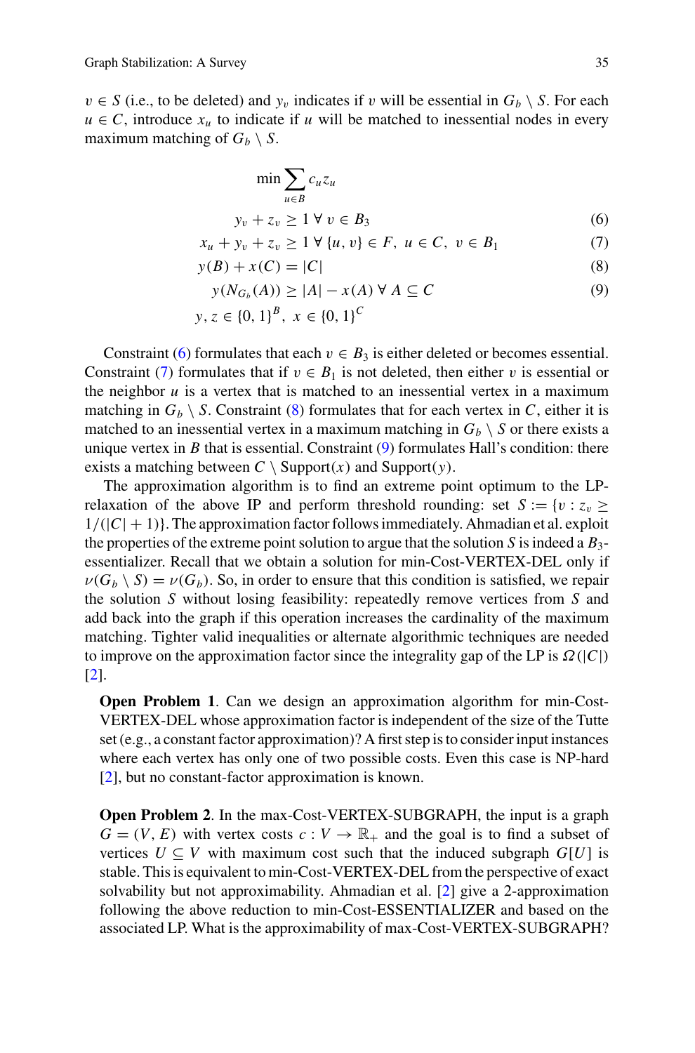$v \in S$ (i.e., to be deleted) and $y_v$ indicates if $v$ will be essential in $G_b \setminus S$. For each $u \in C$, introduce $x_u$ to indicate if $u$ will be matched to inessential nodes in every maximum matching of $G_b \setminus S$.

$$
\begin{aligned}
& \min \sum_{u \in B} c_u z_u \\
& y_v + z_v \geq 1 \ \forall \ v \in B_3 && (6) \\
& x_u + y_v + z_v \geq 1 \ \forall \ \{u, v\} \in F, \ u \in C, \ v \in B_1 && (7) \\
& y(B) + x(C) = |C| && (8) \\
& y(N_{G_b}(A)) \geq |A| - x(A) \ \forall \ A \subseteq C && (9) \\
& y, z \in \{0, 1\}^B, \ x \in \{0, 1\}^C
\end{aligned}
$$

Constraint (6) formulates that each $v \in B_3$ is either deleted or becomes essential. Constraint (7) formulates that if $v \in B_1$ is not deleted, then either $v$ is essential or the neighbor $u$ is a vertex that is matched to an inessential vertex in a maximum matching in $G_b \setminus S$. Constraint (8) formulates that for each vertex in $C$, either it is matched to an inessential vertex in a maximum matching in $G_b \setminus S$ or there exists a unique vertex in $B$ that is essential. Constraint (9) formulates Hall's condition: there exists a matching between $C \setminus \text{Support}(x)$ and $\text{Support}(y)$.

The approximation algorithm is to find an extreme point optimum to the LP-relaxation of the above IP and perform threshold rounding: set $S := \{v : z_v \geq 1/(|C| + 1)\}$. The approximation factor follows immediately. Ahmadian et al. exploit the properties of the extreme point solution to argue that the solution $S$ is indeed a $B_3$-essentializer. Recall that we obtain a solution for min-Cost-VERTEX-DEL only if $\nu(G_b \setminus S) = \nu(G_b)$. So, in order to ensure that this condition is satisfied, we repair the solution $S$ without losing feasibility: repeatedly remove vertices from $S$ and add back into the graph if this operation increases the cardinality of the maximum matching. Tighter valid inequalities or alternate algorithmic techniques are needed to improve on the approximation factor since the integrality gap of the LP is $\Omega(|C|)$ [2].

**Open Problem 1**. Can we design an approximation algorithm for min-Cost-VERTEX-DEL whose approximation factor is independent of the size of the Tutte set (e.g., a constant factor approximation)? A first step is to consider input instances where each vertex has only one of two possible costs. Even this case is NP-hard [2], but no constant-factor approximation is known.

**Open Problem 2**. In the max-Cost-VERTEX-SUBGRAPH, the input is a graph $G = (V, E)$ with vertex costs $c : V \to \mathbb{R}_+$ and the goal is to find a subset of vertices $U \subseteq V$ with maximum cost such that the induced subgraph $G[U]$ is stable. This is equivalent to min-Cost-VERTEX-DEL from the perspective of exact solvability but not approximability. Ahmadian et al. [2] give a 2-approximation following the above reduction to min-Cost-ESSENTIALIZER and based on the associated LP. What is the approximability of max-Cost-VERTEX-SUBGRAPH?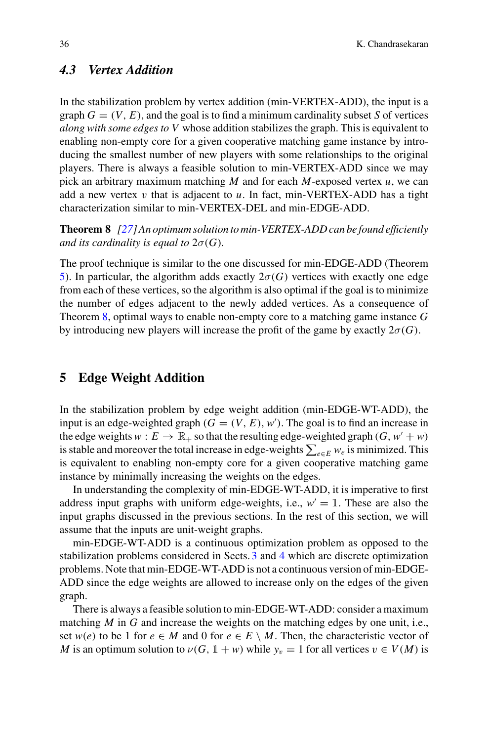### 4.3 Vertex Addition

In the stabilization problem by vertex addition (min-VERTEX-ADD), the input is a graph $G = (V, E)$, and the goal is to find a minimum cardinality subset $S$ of vertices *along with some edges to* $V$ whose addition stabilizes the graph. This is equivalent to enabling non-empty core for a given cooperative matching game instance by introducing the smallest number of new players with some relationships to the original players. There is always a feasible solution to min-VERTEX-ADD since we may pick an arbitrary maximum matching $M$ and for each $M$-exposed vertex $u$, we can add a new vertex $v$ that is adjacent to $u$. In fact, min-VERTEX-ADD has a tight characterization similar to min-VERTEX-DEL and min-EDGE-ADD.

**Theorem 8** *[27] An optimum solution to min-VERTEX-ADD can be found efficiently and its cardinality is equal to* $2\sigma(G)$.

The proof technique is similar to the one discussed for min-EDGE-ADD (Theorem 5). In particular, the algorithm adds exactly $2\sigma(G)$ vertices with exactly one edge from each of these vertices, so the algorithm is also optimal if the goal is to minimize the number of edges adjacent to the newly added vertices. As a consequence of Theorem 8, optimal ways to enable non-empty core to a matching game instance $G$ by introducing new players will increase the profit of the game by exactly $2\sigma(G)$.

## 5 Edge Weight Addition

In the stabilization problem by edge weight addition (min-EDGE-WT-ADD), the input is an edge-weighted graph $(G = (V, E), w')$. The goal is to find an increase in the edge weights $w : E \to \mathbb{R}_+$ so that the resulting edge-weighted graph $(G, w' + w)$ is stable and moreover the total increase in edge-weights $\sum_{e \in E} w_e$ is minimized. This is equivalent to enabling non-empty core for a given cooperative matching game instance by minimally increasing the weights on the edges.

In understanding the complexity of min-EDGE-WT-ADD, it is imperative to first address input graphs with uniform edge-weights, i.e., $w' = \mathbb{1}$. These are also the input graphs discussed in the previous sections. In the rest of this section, we will assume that the inputs are unit-weight graphs.

min-EDGE-WT-ADD is a continuous optimization problem as opposed to the stabilization problems considered in Sects. 3 and 4 which are discrete optimization problems. Note that min-EDGE-WT-ADD is not a continuous version of min-EDGE-ADD since the edge weights are allowed to increase only on the edges of the given graph.

There is always a feasible solution to min-EDGE-WT-ADD: consider a maximum matching $M$ in $G$ and increase the weights on the matching edges by one unit, i.e., set $w(e)$ to be 1 for $e \in M$ and 0 for $e \in E \setminus M$. Then, the characteristic vector of $M$ is an optimum solution to $\nu(G, \mathbb{1} + w)$ while $y_v = 1$ for all vertices $v \in V(M)$ is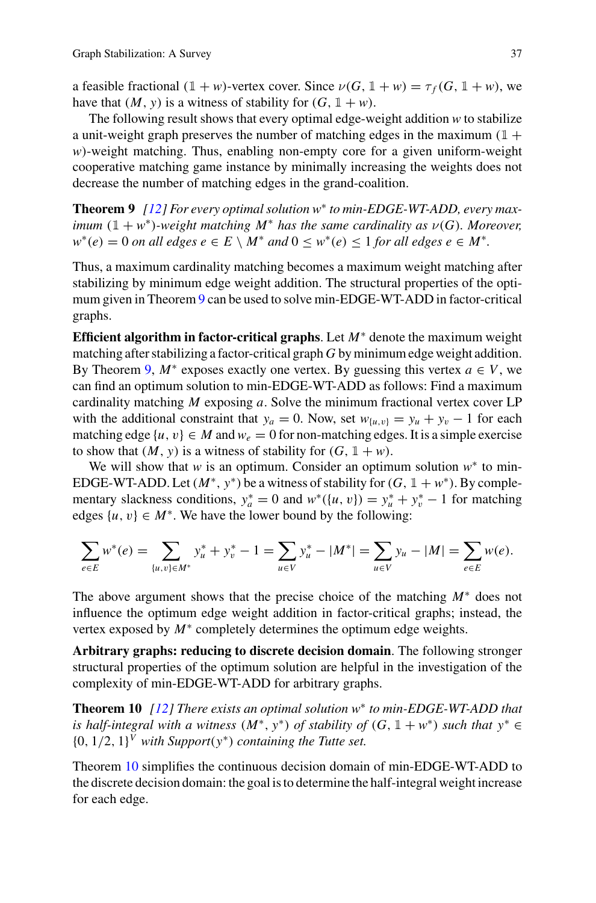a feasible fractional $(\mathbb{1} + w)$-vertex cover. Since $\nu(G, \mathbb{1} + w) = \tau_f(G, \mathbb{1} + w)$, we have that $(M, y)$ is a witness of stability for $(G, \mathbb{1} + w)$.

The following result shows that every optimal edge-weight addition $w$ to stabilize a unit-weight graph preserves the number of matching edges in the maximum $(\mathbb{1} + w)$-weight matching. Thus, enabling non-empty core for a given uniform-weight cooperative matching game instance by minimally increasing the weights does not decrease the number of matching edges in the grand-coalition.

**Theorem 9** *[12] For every optimal solution $w^*$ to min-EDGE-WT-ADD, every maximum $(\mathbb{1} + w^*)$-weight matching $M^*$ has the same cardinality as $\nu(G)$. Moreover, $w^*(e) = 0$ on all edges $e \in E \setminus M^*$ and $0 \le w^*(e) \le 1$ for all edges $e \in M^*$.*

Thus, a maximum cardinality matching becomes a maximum weight matching after stabilizing by minimum edge weight addition. The structural properties of the optimum given in Theorem 9 can be used to solve min-EDGE-WT-ADD in factor-critical graphs.

**Efficient algorithm in factor-critical graphs**. Let $M^*$ denote the maximum weight matching after stabilizing a factor-critical graph $G$ by minimum edge weight addition. By Theorem 9, $M^*$ exposes exactly one vertex. By guessing this vertex $a \in V$, we can find an optimum solution to min-EDGE-WT-ADD as follows: Find a maximum cardinality matching $M$ exposing $a$. Solve the minimum fractional vertex cover LP with the additional constraint that $y_a = 0$. Now, set $w_{\{u,v\}} = y_u + y_v - 1$ for each matching edge $\{u, v\} \in M$ and $w_e = 0$ for non-matching edges. It is a simple exercise to show that $(M, y)$ is a witness of stability for $(G, \mathbb{1} + w)$.

We will show that $w$ is an optimum. Consider an optimum solution $w^*$ to min-EDGE-WT-ADD. Let $(M^*, y^*)$ be a witness of stability for $(G, \mathbb{1} + w^*)$. By complementary slackness conditions, $y^*_a = 0$ and $w^*(\{u, v\}) = y^*_u + y^*_v - 1$ for matching edges $\{u, v\} \in M^*$. We have the lower bound by the following:

$$\sum_{e \in E} w^*(e) = \sum_{\{u,v\} \in M^*} y^*_u + y^*_v - 1 = \sum_{u \in V} y^*_u - |M^*| = \sum_{u \in V} y_u - |M| = \sum_{e \in E} w(e).$$

The above argument shows that the precise choice of the matching $M^*$ does not influence the optimum edge weight addition in factor-critical graphs; instead, the vertex exposed by $M^*$ completely determines the optimum edge weights.

**Arbitrary graphs: reducing to discrete decision domain**. The following stronger structural properties of the optimum solution are helpful in the investigation of the complexity of min-EDGE-WT-ADD for arbitrary graphs.

**Theorem 10** *[12] There exists an optimal solution $w^*$ to min-EDGE-WT-ADD that is half-integral with a witness $(M^*, y^*)$ of stability of $(G, \mathbb{1} + w^*)$ such that $y^* \in \{0, 1/2, 1\}^V$ with Support$(y^*)$ containing the Tutte set.*

Theorem 10 simplifies the continuous decision domain of min-EDGE-WT-ADD to the discrete decision domain: the goal is to determine the half-integral weight increase for each edge.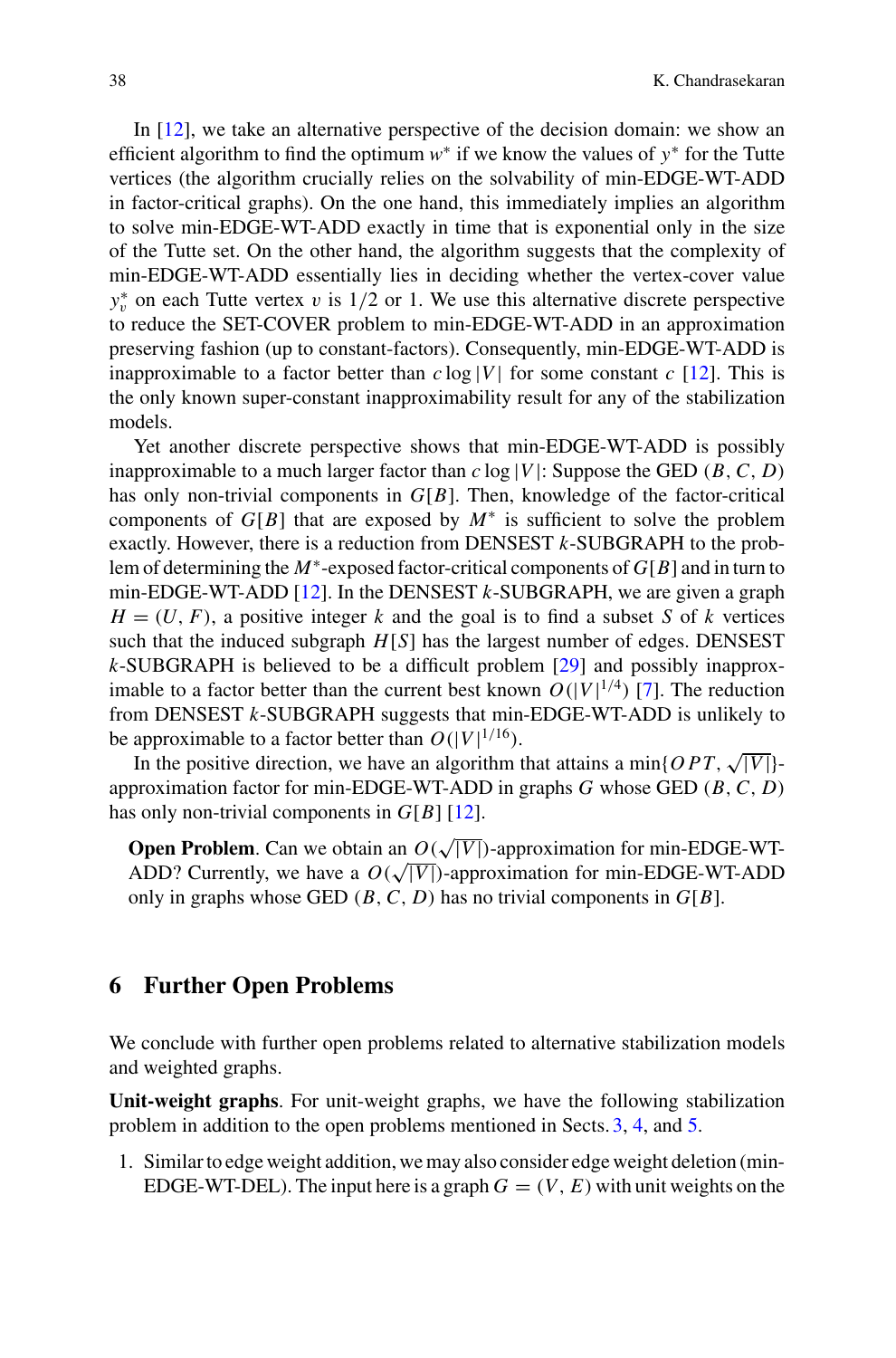In [12], we take an alternative perspective of the decision domain: we show an efficient algorithm to find the optimum $w^*$ if we know the values of $y^*$ for the Tutte vertices (the algorithm crucially relies on the solvability of min-EDGE-WT-ADD in factor-critical graphs). On the one hand, this immediately implies an algorithm to solve min-EDGE-WT-ADD exactly in time that is exponential only in the size of the Tutte set. On the other hand, the algorithm suggests that the complexity of min-EDGE-WT-ADD essentially lies in deciding whether the vertex-cover value $y^*_v$ on each Tutte vertex $v$ is $1/2$ or 1. We use this alternative discrete perspective to reduce the SET-COVER problem to min-EDGE-WT-ADD in an approximation preserving fashion (up to constant-factors). Consequently, min-EDGE-WT-ADD is inapproximable to a factor better than $c \log |V|$ for some constant $c$ [12]. This is the only known super-constant inapproximability result for any of the stabilization models.

Yet another discrete perspective shows that min-EDGE-WT-ADD is possibly inapproximable to a much larger factor than $c \log |V|$: Suppose the GED $(B, C, D)$ has only non-trivial components in $G[B]$. Then, knowledge of the factor-critical components of $G[B]$ that are exposed by $M^*$ is sufficient to solve the problem exactly. However, there is a reduction from DENSEST $k$-SUBGRAPH to the problem of determining the $M^*$-exposed factor-critical components of $G[B]$ and in turn to min-EDGE-WT-ADD [12]. In the DENSEST $k$-SUBGRAPH, we are given a graph $H = (U, F)$, a positive integer $k$ and the goal is to find a subset $S$ of $k$ vertices such that the induced subgraph $H[S]$ has the largest number of edges. DENSEST $k$-SUBGRAPH is believed to be a difficult problem [29] and possibly inapproximable to a factor better than the current best known $O(|V|^{1/4})$ [7]. The reduction from DENSEST $k$-SUBGRAPH suggests that min-EDGE-WT-ADD is unlikely to be approximable to a factor better than $O(|V|^{1/16})$.

In the positive direction, we have an algorithm that attains a $\min\{OPT, \sqrt{|V|}\}$-approximation factor for min-EDGE-WT-ADD in graphs $G$ whose GED $(B, C, D)$ has only non-trivial components in $G[B]$ [12].

**Open Problem**. Can we obtain an $O(\sqrt{|V|})$-approximation for min-EDGE-WT-ADD? Currently, we have a $O(\sqrt{|V|})$-approximation for min-EDGE-WT-ADD only in graphs whose GED $(B, C, D)$ has no trivial components in $G[B]$.

# 6 Further Open Problems

We conclude with further open problems related to alternative stabilization models and weighted graphs.

**Unit-weight graphs**. For unit-weight graphs, we have the following stabilization problem in addition to the open problems mentioned in Sects. 3, 4, and 5.

1. Similar to edge weight addition, we may also consider edge weight deletion (min-EDGE-WT-DEL). The input here is a graph $G = (V, E)$ with unit weights on the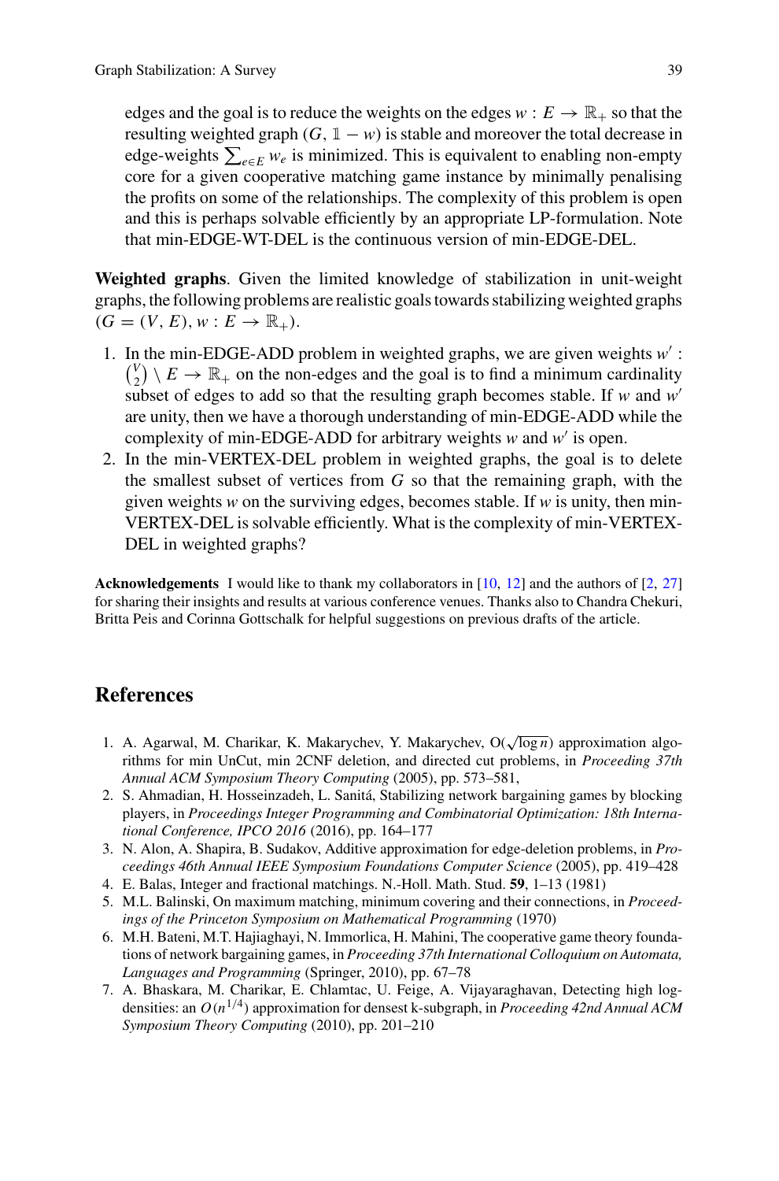edges and the goal is to reduce the weights on the edges $w : E \to \mathbb{R}_+$ so that the resulting weighted graph $(G, \mathbb{1} - w)$ is stable and moreover the total decrease in edge-weights $\sum_{e \in E} w_e$ is minimized. This is equivalent to enabling non-empty core for a given cooperative matching game instance by minimally penalising the profits on some of the relationships. The complexity of this problem is open and this is perhaps solvable efficiently by an appropriate LP-formulation. Note that min-EDGE-WT-DEL is the continuous version of min-EDGE-DEL.

**Weighted graphs**. Given the limited knowledge of stabilization in unit-weight graphs, the following problems are realistic goals towards stabilizing weighted graphs $(G = (V, E), w : E \to \mathbb{R}_+)$.

1. In the min-EDGE-ADD problem in weighted graphs, we are given weights $w' : \binom{V}{2} \setminus E \to \mathbb{R}_+$ on the non-edges and the goal is to find a minimum cardinality subset of edges to add so that the resulting graph becomes stable. If $w$ and $w'$ are unity, then we have a thorough understanding of min-EDGE-ADD while the complexity of min-EDGE-ADD for arbitrary weights $w$ and $w'$ is open.
2. In the min-VERTEX-DEL problem in weighted graphs, the goal is to delete the smallest subset of vertices from $G$ so that the remaining graph, with the given weights $w$ on the surviving edges, becomes stable. If $w$ is unity, then min-VERTEX-DEL is solvable efficiently. What is the complexity of min-VERTEX-DEL in weighted graphs?

**Acknowledgements** I would like to thank my collaborators in [10, 12] and the authors of [2, 27] for sharing their insights and results at various conference venues. Thanks also to Chandra Chekuri, Britta Peis and Corinna Gottschalk for helpful suggestions on previous drafts of the article.

## References

1. A. Agarwal, M. Charikar, K. Makarychev, Y. Makarychev, $O(\sqrt{\log n})$ approximation algorithms for min UnCut, min 2CNF deletion, and directed cut problems, in *Proceeding 37th Annual ACM Symposium Theory Computing* (2005), pp. 573–581,
2. S. Ahmadian, H. Hosseinzadeh, L. Sanitá, Stabilizing network bargaining games by blocking players, in *Proceedings Integer Programming and Combinatorial Optimization: 18th International Conference, IPCO 2016* (2016), pp. 164–177
3. N. Alon, A. Shapira, B. Sudakov, Additive approximation for edge-deletion problems, in *Proceedings 46th Annual IEEE Symposium Foundations Computer Science* (2005), pp. 419–428
4. E. Balas, Integer and fractional matchings. N.-Holl. Math. Stud. **59**, 1–13 (1981)
5. M.L. Balinski, On maximum matching, minimum covering and their connections, in *Proceedings of the Princeton Symposium on Mathematical Programming* (1970)
6. M.H. Bateni, M.T. Hajiaghayi, N. Immorlica, H. Mahini, The cooperative game theory foundations of network bargaining games, in *Proceeding 37th International Colloquium on Automata, Languages and Programming* (Springer, 2010), pp. 67–78
7. A. Bhaskara, M. Charikar, E. Chlamtac, U. Feige, A. Vijayaraghavan, Detecting high log-densities: an $O(n^{1/4})$ approximation for densest k-subgraph, in *Proceeding 42nd Annual ACM Symposium Theory Computing* (2010), pp. 201–210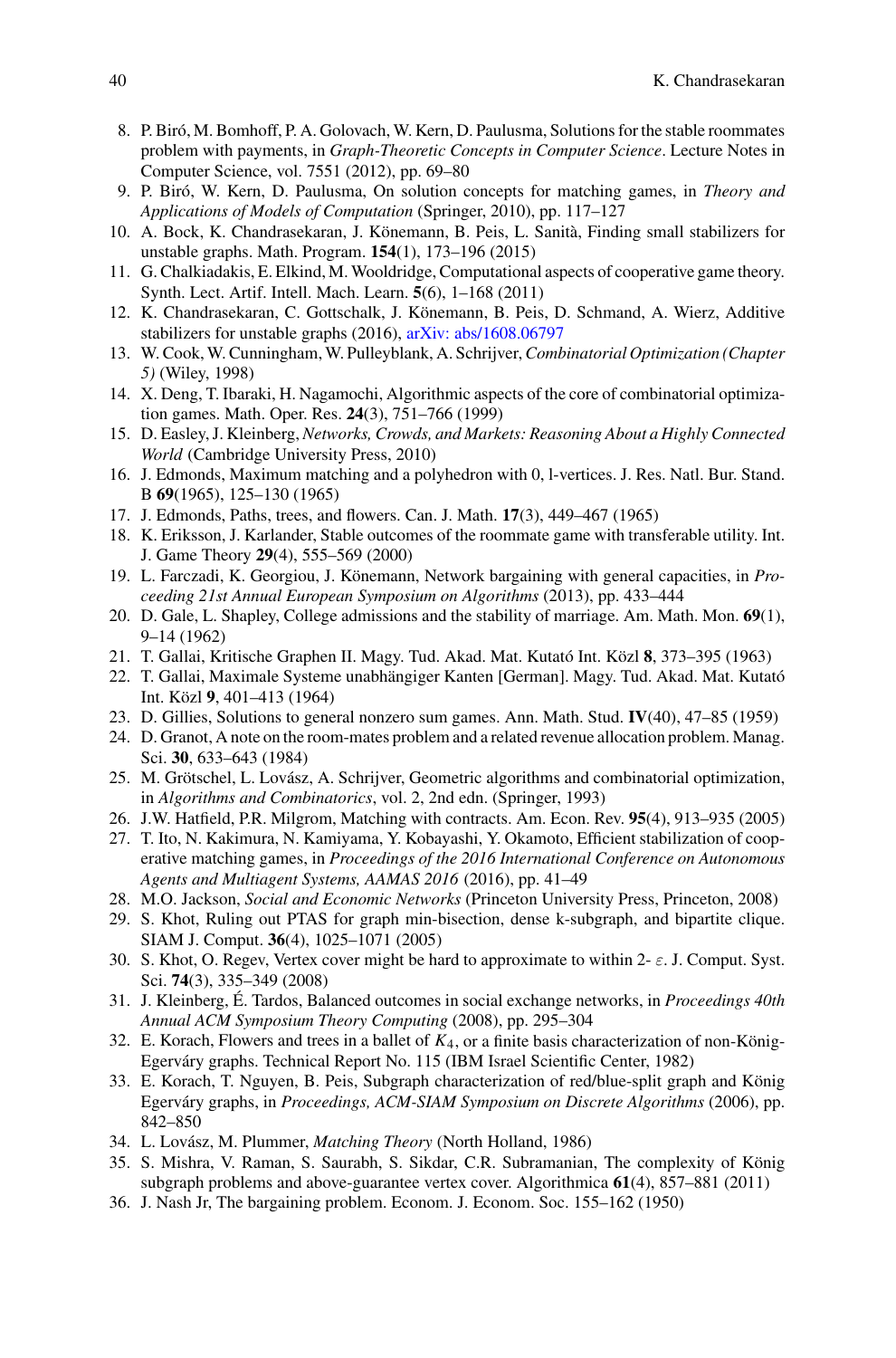8. P. Biró, M. Bomhoff, P. A. Golovach, W. Kern, D. Paulusma, Solutions for the stable roommates problem with payments, in *Graph-Theoretic Concepts in Computer Science*. Lecture Notes in Computer Science, vol. 7551 (2012), pp. 69–80
9. P. Biró, W. Kern, D. Paulusma, On solution concepts for matching games, in *Theory and Applications of Models of Computation* (Springer, 2010), pp. 117–127
10. A. Bock, K. Chandrasekaran, J. Könemann, B. Peis, L. Sanità, Finding small stabilizers for unstable graphs. Math. Program. **154**(1), 173–196 (2015)
11. G. Chalkiadakis, E. Elkind, M. Wooldridge, Computational aspects of cooperative game theory. Synth. Lect. Artif. Intell. Mach. Learn. **5**(6), 1–168 (2011)
12. K. Chandrasekaran, C. Gottschalk, J. Könemann, B. Peis, D. Schmand, A. Wierz, Additive stabilizers for unstable graphs (2016), arXiv: abs/1608.06797
13. W. Cook, W. Cunningham, W. Pulleyblank, A. Schrijver, *Combinatorial Optimization (Chapter 5)* (Wiley, 1998)
14. X. Deng, T. Ibaraki, H. Nagamochi, Algorithmic aspects of the core of combinatorial optimization games. Math. Oper. Res. **24**(3), 751–766 (1999)
15. D. Easley, J. Kleinberg, *Networks, Crowds, and Markets: Reasoning About a Highly Connected World* (Cambridge University Press, 2010)
16. J. Edmonds, Maximum matching and a polyhedron with 0, l-vertices. J. Res. Natl. Bur. Stand. B **69**(1965), 125–130 (1965)
17. J. Edmonds, Paths, trees, and flowers. Can. J. Math. **17**(3), 449–467 (1965)
18. K. Eriksson, J. Karlander, Stable outcomes of the roommate game with transferable utility. Int. J. Game Theory **29**(4), 555–569 (2000)
19. L. Farczadi, K. Georgiou, J. Könemann, Network bargaining with general capacities, in *Proceeding 21st Annual European Symposium on Algorithms* (2013), pp. 433–444
20. D. Gale, L. Shapley, College admissions and the stability of marriage. Am. Math. Mon. **69**(1), 9–14 (1962)
21. T. Gallai, Kritische Graphen II. Magy. Tud. Akad. Mat. Kutató Int. Közl **8**, 373–395 (1963)
22. T. Gallai, Maximale Systeme unabhängiger Kanten [German]. Magy. Tud. Akad. Mat. Kutató Int. Közl **9**, 401–413 (1964)
23. D. Gillies, Solutions to general nonzero sum games. Ann. Math. Stud. **IV**(40), 47–85 (1959)
24. D. Granot, A note on the room-mates problem and a related revenue allocation problem. Manag. Sci. **30**, 633–643 (1984)
25. M. Grötschel, L. Lovász, A. Schrijver, Geometric algorithms and combinatorial optimization, in *Algorithms and Combinatorics*, vol. 2, 2nd edn. (Springer, 1993)
26. J.W. Hatfield, P.R. Milgrom, Matching with contracts. Am. Econ. Rev. **95**(4), 913–935 (2005)
27. T. Ito, N. Kakimura, N. Kamiyama, Y. Kobayashi, Y. Okamoto, Efficient stabilization of cooperative matching games, in *Proceedings of the 2016 International Conference on Autonomous Agents and Multiagent Systems, AAMAS 2016* (2016), pp. 41–49
28. M.O. Jackson, *Social and Economic Networks* (Princeton University Press, Princeton, 2008)
29. S. Khot, Ruling out PTAS for graph min-bisection, dense k-subgraph, and bipartite clique. SIAM J. Comput. **36**(4), 1025–1071 (2005)
30. S. Khot, O. Regev, Vertex cover might be hard to approximate to within 2- $\varepsilon$. J. Comput. Syst. Sci. **74**(3), 335–349 (2008)
31. J. Kleinberg, É. Tardos, Balanced outcomes in social exchange networks, in *Proceedings 40th Annual ACM Symposium Theory Computing* (2008), pp. 295–304
32. E. Korach, Flowers and trees in a ballet of $K_4$, or a finite basis characterization of non-König-Egerváry graphs. Technical Report No. 115 (IBM Israel Scientific Center, 1982)
33. E. Korach, T. Nguyen, B. Peis, Subgraph characterization of red/blue-split graph and König Egerváry graphs, in *Proceedings, ACM-SIAM Symposium on Discrete Algorithms* (2006), pp. 842–850
34. L. Lovász, M. Plummer, *Matching Theory* (North Holland, 1986)
35. S. Mishra, V. Raman, S. Saurabh, S. Sikdar, C.R. Subramanian, The complexity of König subgraph problems and above-guarantee vertex cover. Algorithmica **61**(4), 857–881 (2011)
36. J. Nash Jr, The bargaining problem. Econom. J. Econom. Soc. 155–162 (1950)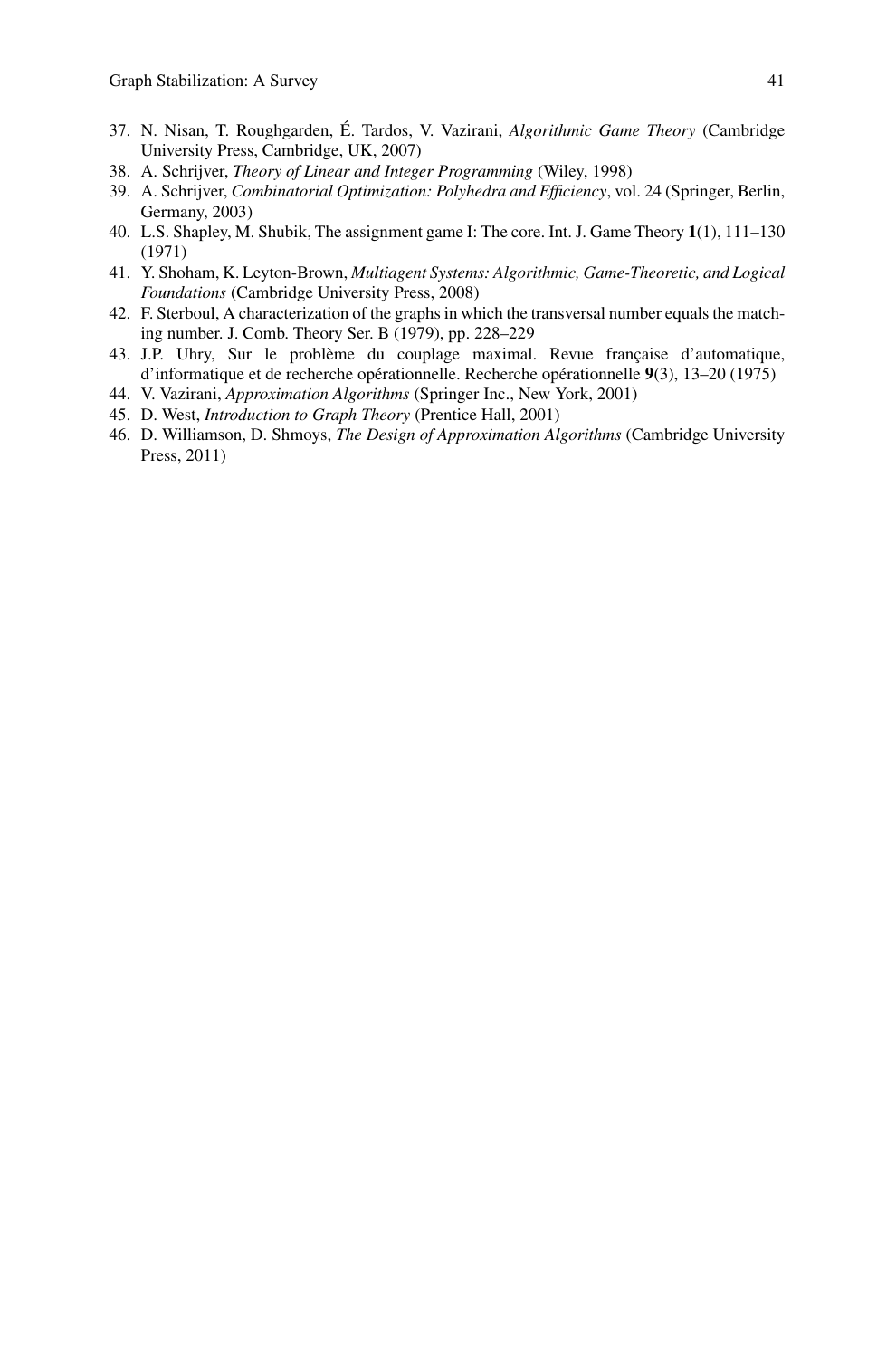37. N. Nisan, T. Roughgarden, É. Tardos, V. Vazirani, *Algorithmic Game Theory* (Cambridge University Press, Cambridge, UK, 2007)
38. A. Schrijver, *Theory of Linear and Integer Programming* (Wiley, 1998)
39. A. Schrijver, *Combinatorial Optimization: Polyhedra and Efficiency*, vol. 24 (Springer, Berlin, Germany, 2003)
40. L.S. Shapley, M. Shubik, The assignment game I: The core. Int. J. Game Theory **1**(1), 111–130 (1971)
41. Y. Shoham, K. Leyton-Brown, *Multiagent Systems: Algorithmic, Game-Theoretic, and Logical Foundations* (Cambridge University Press, 2008)
42. F. Sterboul, A characterization of the graphs in which the transversal number equals the matching number. J. Comb. Theory Ser. B (1979), pp. 228–229
43. J.P. Uhry, Sur le problème du couplage maximal. Revue française d'automatique, d'informatique et de recherche opérationnelle. Recherche opérationnelle **9**(3), 13–20 (1975)
44. V. Vazirani, *Approximation Algorithms* (Springer Inc., New York, 2001)
45. D. West, *Introduction to Graph Theory* (Prentice Hall, 2001)
46. D. Williamson, D. Shmoys, *The Design of Approximation Algorithms* (Cambridge University Press, 2011)